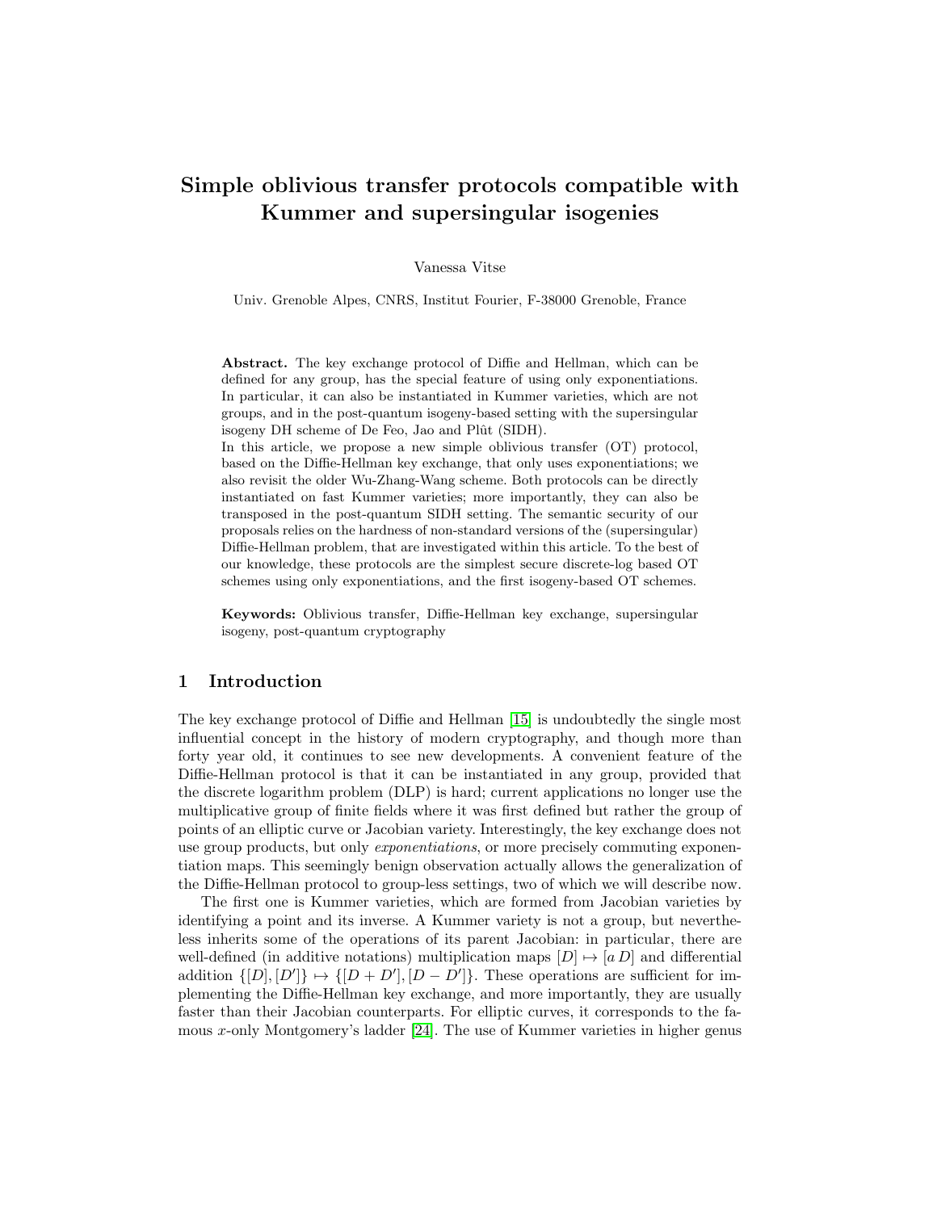# Simple oblivious transfer protocols compatible with Kummer and supersingular isogenies

Vanessa Vitse

Univ. Grenoble Alpes, CNRS, Institut Fourier, F-38000 Grenoble, France

**Abstract.** The key exchange protocol of Diffie and Hellman, which can be defined for any group, has the special feature of using only exponentiations. In particular, it can also be instantiated in Kummer varieties, which are not groups, and in the post-quantum isogeny-based setting with the supersingular isogeny DH scheme of De Feo, Jao and Plût (SIDH).

In this article, we propose a new simple oblivious transfer (OT) protocol, based on the Diffie-Hellman key exchange, that only uses exponentiations; we also revisit the older Wu-Zhang-Wang scheme. Both protocols can be directly instantiated on fast Kummer varieties; more importantly, they can also be transposed in the post-quantum SIDH setting. The semantic security of our proposals relies on the hardness of non-standard versions of the (supersingular) Diffie-Hellman problem, that are investigated within this article. To the best of our knowledge, these protocols are the simplest secure discrete-log based OT schemes using only exponentiations, and the first isogeny-based OT schemes.

**Keywords:** Oblivious transfer, Diffie-Hellman key exchange, supersingular isogeny, post-quantum cryptography

## 1 Introduction

The key exchange protocol of Diffie and Hellman [15] is undoubtedly the single most influential concept in the history of modern cryptography, and though more than forty year old, it continues to see new developments. A convenient feature of the Diffie-Hellman protocol is that it can be instantiated in any group, provided that the discrete logarithm problem (DLP) is hard; current applications no longer use the multiplicative group of finite fields where it was first defined but rather the group of points of an elliptic curve or Jacobian variety. Interestingly, the key exchange does not use group products, but only *exponentiations*, or more precisely commuting exponentiation maps. This seemingly benign observation actually allows the generalization of the Diffie-Hellman protocol to group-less settings, two of which we will describe now.

The first one is Kummer varieties, which are formed from Jacobian varieties by identifying a point and its inverse. A Kummer variety is not a group, but nevertheless inherits some of the operations of its parent Jacobian: in particular, there are well-defined (in additive notations) multiplication maps $[D] \mapsto [a\, D]$ and differential addition $\{[D], [D']\} \mapsto \{[D + D'], [D - D']\}$. These operations are sufficient for implementing the Diffie-Hellman key exchange, and more importantly, they are usually faster than their Jacobian counterparts. For elliptic curves, it corresponds to the famous $x$-only Montgomery's ladder [24]. The use of Kummer varieties in higher genus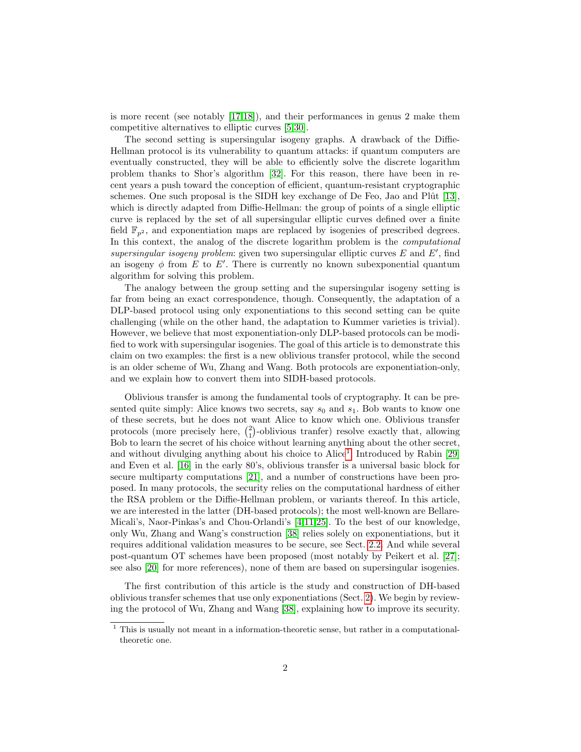is more recent (see notably [17,18]), and their performances in genus 2 make them competitive alternatives to elliptic curves [5,30].

The second setting is supersingular isogeny graphs. A drawback of the Diffie-Hellman protocol is its vulnerability to quantum attacks: if quantum computers are eventually constructed, they will be able to efficiently solve the discrete logarithm problem thanks to Shor's algorithm [32]. For this reason, there have been in recent years a push toward the conception of efficient, quantum-resistant cryptographic schemes. One such proposal is the SIDH key exchange of De Feo, Jao and Plût [13], which is directly adapted from Diffie-Hellman: the group of points of a single elliptic curve is replaced by the set of all supersingular elliptic curves defined over a finite field $\mathbb{F}_{p^2}$, and exponentiation maps are replaced by isogenies of prescribed degrees. In this context, the analog of the discrete logarithm problem is the *computational supersingular isogeny problem*: given two supersingular elliptic curves $E$ and $E'$, find an isogeny $\phi$ from $E$ to $E'$. There is currently no known subexponential quantum algorithm for solving this problem.

The analogy between the group setting and the supersingular isogeny setting is far from being an exact correspondence, though. Consequently, the adaptation of a DLP-based protocol using only exponentiations to this second setting can be quite challenging (while on the other hand, the adaptation to Kummer varieties is trivial). However, we believe that most exponentiation-only DLP-based protocols can be modified to work with supersingular isogenies. The goal of this article is to demonstrate this claim on two examples: the first is a new oblivious transfer protocol, while the second is an older scheme of Wu, Zhang and Wang. Both protocols are exponentiation-only, and we explain how to convert them into SIDH-based protocols.

Oblivious transfer is among the fundamental tools of cryptography. It can be presented quite simply: Alice knows two secrets, say $s_0$ and $s_1$. Bob wants to know one of these secrets, but he does not want Alice to know which one. Oblivious transfer protocols (more precisely here, $\binom{2}{1}$-oblivious tranfer) resolve exactly that, allowing Bob to learn the secret of his choice without learning anything about the other secret, and without divulging anything about his choice to Alice[1]. Introduced by Rabin [29] and Even et al. [16] in the early 80's, oblivious transfer is a universal basic block for secure multiparty computations [21], and a number of constructions have been proposed. In many protocols, the security relies on the computational hardness of either the RSA problem or the Diffie-Hellman problem, or variants thereof. In this article, we are interested in the latter (DH-based protocols); the most well-known are Bellare-Micali's, Naor-Pinkas's and Chou-Orlandi's [4,11,25]. To the best of our knowledge, only Wu, Zhang and Wang's construction [38] relies solely on exponentiations, but it requires additional validation measures to be secure, see Sect. 2.2. And while several post-quantum OT schemes have been proposed (most notably by Peikert et al. [27]; see also [20] for more references), none of them are based on supersingular isogenies.

The first contribution of this article is the study and construction of DH-based oblivious transfer schemes that use only exponentiations (Sect. 2). We begin by reviewing the protocol of Wu, Zhang and Wang [38], explaining how to improve its security.

[1] This is usually not meant in a information-theoretic sense, but rather in a computational-theoretic one.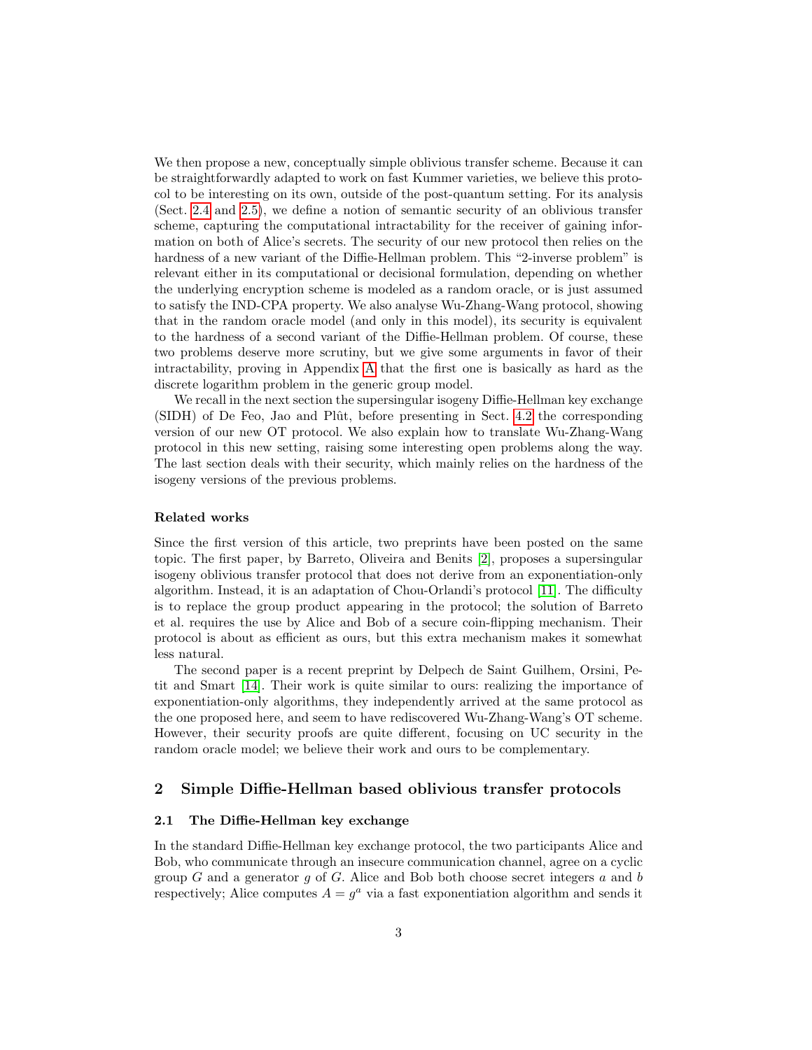We then propose a new, conceptually simple oblivious transfer scheme. Because it can be straightforwardly adapted to work on fast Kummer varieties, we believe this protocol to be interesting on its own, outside of the post-quantum setting. For its analysis (Sect. 2.4 and 2.5), we define a notion of semantic security of an oblivious transfer scheme, capturing the computational intractability for the receiver of gaining information on both of Alice's secrets. The security of our new protocol then relies on the hardness of a new variant of the Diffie-Hellman problem. This "2-inverse problem" is relevant either in its computational or decisional formulation, depending on whether the underlying encryption scheme is modeled as a random oracle, or is just assumed to satisfy the IND-CPA property. We also analyse Wu-Zhang-Wang protocol, showing that in the random oracle model (and only in this model), its security is equivalent to the hardness of a second variant of the Diffie-Hellman problem. Of course, these two problems deserve more scrutiny, but we give some arguments in favor of their intractability, proving in Appendix A that the first one is basically as hard as the discrete logarithm problem in the generic group model.

We recall in the next section the supersingular isogeny Diffie-Hellman key exchange (SIDH) of De Feo, Jao and Plût, before presenting in Sect. 4.2 the corresponding version of our new OT protocol. We also explain how to translate Wu-Zhang-Wang protocol in this new setting, raising some interesting open problems along the way. The last section deals with their security, which mainly relies on the hardness of the isogeny versions of the previous problems.

#### Related works

Since the first version of this article, two preprints have been posted on the same topic. The first paper, by Barreto, Oliveira and Benits [2], proposes a supersingular isogeny oblivious transfer protocol that does not derive from an exponentiation-only algorithm. Instead, it is an adaptation of Chou-Orlandi's protocol [11]. The difficulty is to replace the group product appearing in the protocol; the solution of Barreto et al. requires the use by Alice and Bob of a secure coin-flipping mechanism. Their protocol is about as efficient as ours, but this extra mechanism makes it somewhat less natural.

The second paper is a recent preprint by Delpech de Saint Guilhem, Orsini, Petit and Smart [14]. Their work is quite similar to ours: realizing the importance of exponentiation-only algorithms, they independently arrived at the same protocol as the one proposed here, and seem to have rediscovered Wu-Zhang-Wang's OT scheme. However, their security proofs are quite different, focusing on UC security in the random oracle model; we believe their work and ours to be complementary.

## 2 Simple Diffie-Hellman based oblivious transfer protocols

### 2.1 The Diffie-Hellman key exchange

In the standard Diffie-Hellman key exchange protocol, the two participants Alice and Bob, who communicate through an insecure communication channel, agree on a cyclic group $G$ and a generator $g$ of $G$. Alice and Bob both choose secret integers $a$ and $b$ respectively; Alice computes $A = g^a$ via a fast exponentiation algorithm and sends it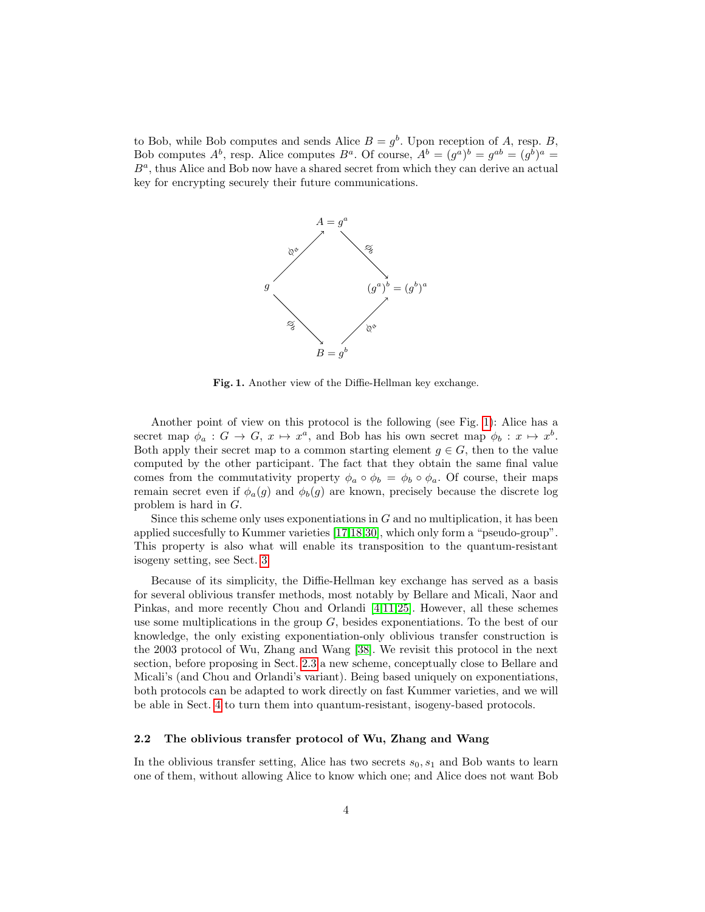to Bob, while Bob computes and sends Alice $B = g^b$. Upon reception of $A$, resp. $B$, Bob computes $A^b$, resp. Alice computes $B^a$. Of course, $A^b = (g^a)^b = g^{ab} = (g^b)^a = B^a$, thus Alice and Bob now have a shared secret from which they can derive an actual key for encrypting securely their future communications.

**Fig. 1.** Another view of the Diffie-Hellman key exchange.

Another point of view on this protocol is the following (see Fig. 1): Alice has a secret map $\phi_a : G \to G$, $x \mapsto x^a$, and Bob has his own secret map $\phi_b : x \mapsto x^b$. Both apply their secret map to a common starting element $g \in G$, then to the value computed by the other participant. The fact that they obtain the same final value comes from the commutativity property $\phi_a \circ \phi_b = \phi_b \circ \phi_a$. Of course, their maps remain secret even if $\phi_a(g)$ and $\phi_b(g)$ are known, precisely because the discrete log problem is hard in $G$.

Since this scheme only uses exponentiations in $G$ and no multiplication, it has been applied succesfully to Kummer varieties [17,18,30], which only form a "pseudo-group". This property is also what will enable its transposition to the quantum-resistant isogeny setting, see Sect. 3.

Because of its simplicity, the Diffie-Hellman key exchange has served as a basis for several oblivious transfer methods, most notably by Bellare and Micali, Naor and Pinkas, and more recently Chou and Orlandi [4,11,25]. However, all these schemes use some multiplications in the group $G$, besides exponentiations. To the best of our knowledge, the only existing exponentiation-only oblivious transfer construction is the 2003 protocol of Wu, Zhang and Wang [38]. We revisit this protocol in the next section, before proposing in Sect. 2.3 a new scheme, conceptually close to Bellare and Micali's (and Chou and Orlandi's variant). Being based uniquely on exponentiations, both protocols can be adapted to work directly on fast Kummer varieties, and we will be able in Sect. 4 to turn them into quantum-resistant, isogeny-based protocols.

### 2.2 The oblivious transfer protocol of Wu, Zhang and Wang

In the oblivious transfer setting, Alice has two secrets $s_0, s_1$ and Bob wants to learn one of them, without allowing Alice to know which one; and Alice does not want Bob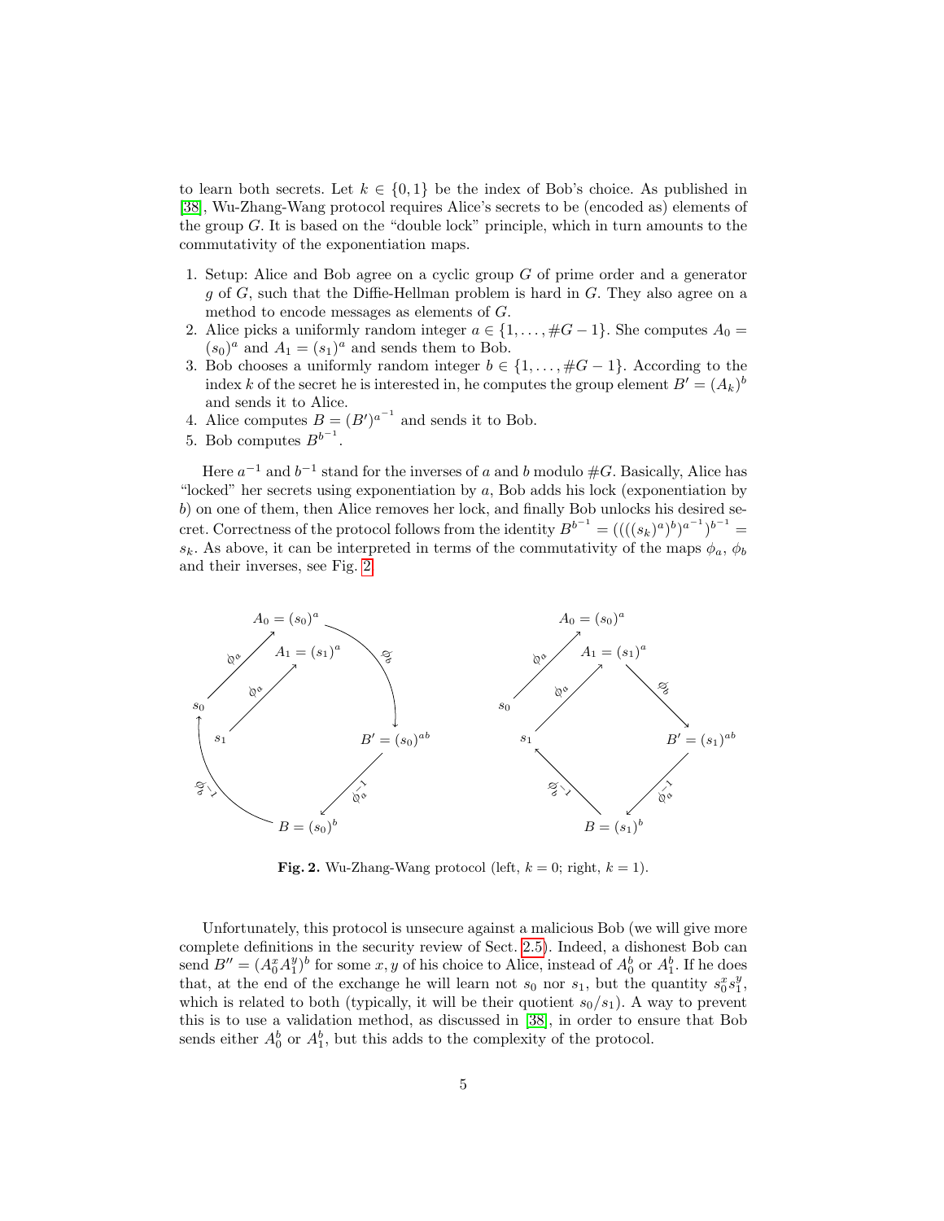to learn both secrets. Let $k \in \{0, 1\}$ be the index of Bob's choice. As published in [38], Wu-Zhang-Wang protocol requires Alice's secrets to be (encoded as) elements of the group $G$. It is based on the "double lock" principle, which in turn amounts to the commutativity of the exponentiation maps.

1. Setup: Alice and Bob agree on a cyclic group $G$ of prime order and a generator $g$ of $G$, such that the Diffie-Hellman problem is hard in $G$. They also agree on a method to encode messages as elements of $G$.
2. Alice picks a uniformly random integer $a \in \{1, \ldots, \#G - 1\}$. She computes $A_0 = (s_0)^a$ and $A_1 = (s_1)^a$ and sends them to Bob.
3. Bob chooses a uniformly random integer $b \in \{1, \ldots, \#G - 1\}$. According to the index $k$ of the secret he is interested in, he computes the group element $B' = (A_k)^b$ and sends it to Alice.
4. Alice computes $B = (B')^{a^{-1}}$ and sends it to Bob.
5. Bob computes $B^{b^{-1}}$.

Here $a^{-1}$ and $b^{-1}$ stand for the inverses of $a$ and $b$ modulo $\#G$. Basically, Alice has "locked" her secrets using exponentiation by $a$, Bob adds his lock (exponentiation by $b$) on one of them, then Alice removes her lock, and finally Bob unlocks his desired secret. Correctness of the protocol follows from the identity $B^{b^{-1}} = ((((s_k)^a)^b)^{a^{-1}})^{b^{-1}} = s_k$. As above, it can be interpreted in terms of the commutativity of the maps $\phi_a$, $\phi_b$ and their inverses, see Fig. 2.

**Fig. 2.** Wu-Zhang-Wang protocol (left, $k = 0$; right, $k = 1$).

Unfortunately, this protocol is unsecure against a malicious Bob (we will give more complete definitions in the security review of Sect. 2.5). Indeed, a dishonest Bob can send $B'' = (A_0^x A_1^y)^b$ for some $x, y$ of his choice to Alice, instead of $A_0^b$ or $A_1^b$. If he does that, at the end of the exchange he will learn not $s_0$ nor $s_1$, but the quantity $s_0^x s_1^y$, which is related to both (typically, it will be their quotient $s_0/s_1$). A way to prevent this is to use a validation method, as discussed in [38], in order to ensure that Bob sends either $A_0^b$ or $A_1^b$, but this adds to the complexity of the protocol.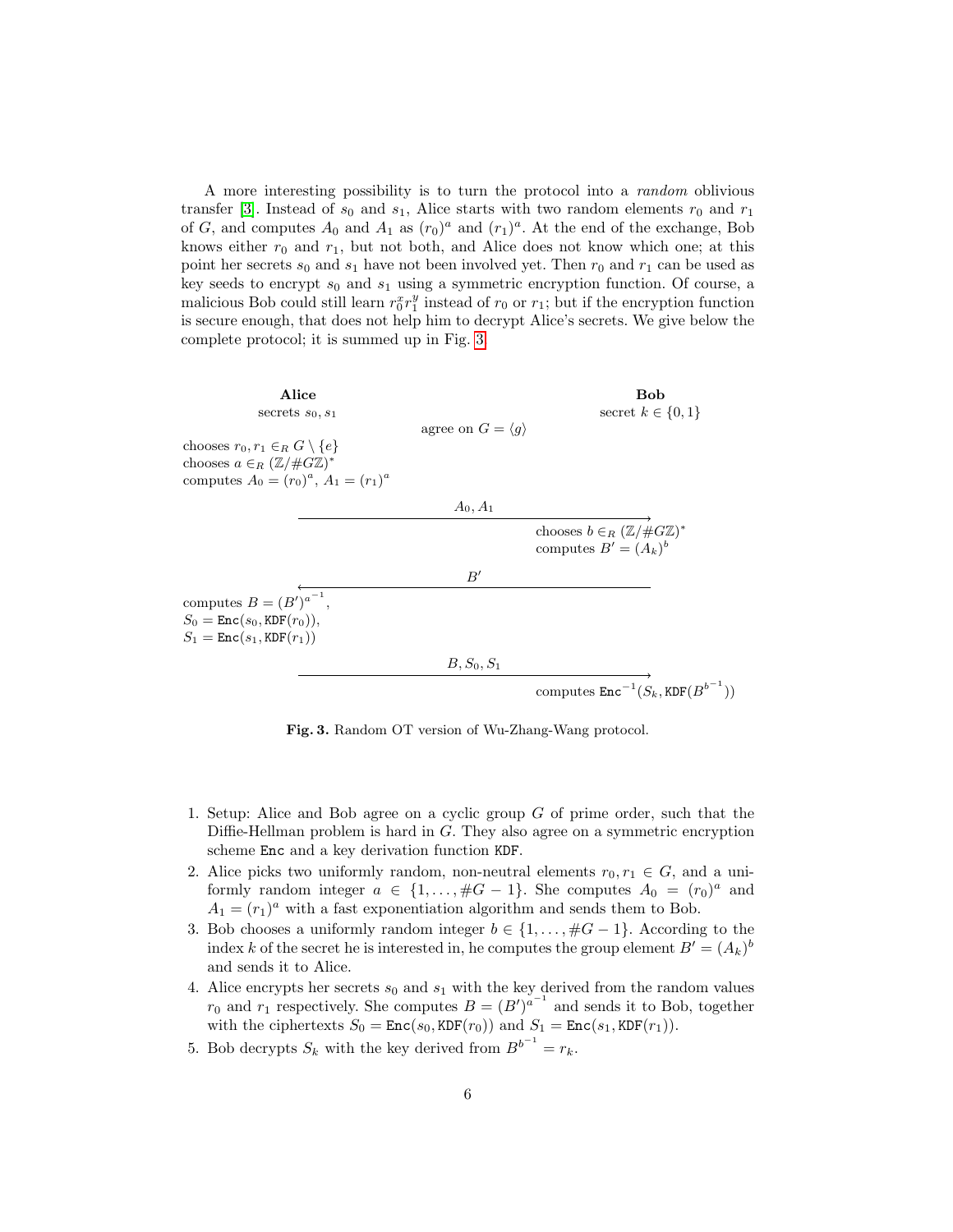A more interesting possibility is to turn the protocol into a *random* oblivious transfer [3]. Instead of $s_0$ and $s_1$, Alice starts with two random elements $r_0$ and $r_1$ of $G$, and computes $A_0$ and $A_1$ as $(r_0)^a$ and $(r_1)^a$. At the end of the exchange, Bob knows either $r_0$ and $r_1$, but not both, and Alice does not know which one; at this point her secrets $s_0$ and $s_1$ have not been involved yet. Then $r_0$ and $r_1$ can be used as key seeds to encrypt $s_0$ and $s_1$ using a symmetric encryption function. Of course, a malicious Bob could still learn $r_0^x r_1^y$ instead of $r_0$ or $r_1$; but if the encryption function is secure enough, that does not help him to decrypt Alice's secrets. We give below the complete protocol; it is summed up in Fig. 3.

| **Alice** | | **Bob** |
|---|---|---|
| secrets $s_0, s_1$ | | secret $k \in \{0, 1\}$ |
| | agree on $G = \langle g \rangle$ | |
| chooses $r_0, r_1 \in_R G \setminus \{e\}$; chooses $a \in_R (\mathbb{Z}/\#G\mathbb{Z})^*$; computes $A_0 = (r_0)^a$, $A_1 = (r_1)^a$ | | |
| | $A_0, A_1$ $\longrightarrow$ | |
| | | chooses $b \in_R (\mathbb{Z}/\#G\mathbb{Z})^*$; computes $B' = (A_k)^b$ |
| | $\longleftarrow$ $B'$ | |
| computes $B = (B')^{a^{-1}}$, $S_0 = \texttt{Enc}(s_0, \texttt{KDF}(r_0))$, $S_1 = \texttt{Enc}(s_1, \texttt{KDF}(r_1))$ | | |
| | $B, S_0, S_1$ $\longrightarrow$ | |
| | | computes $\texttt{Enc}^{-1}(S_k, \texttt{KDF}(B^{b^{-1}}))$ |

**Fig. 3.** Random OT version of Wu-Zhang-Wang protocol.

1. Setup: Alice and Bob agree on a cyclic group $G$ of prime order, such that the Diffie-Hellman problem is hard in $G$. They also agree on a symmetric encryption scheme `Enc` and a key derivation function `KDF`.
2. Alice picks two uniformly random, non-neutral elements $r_0, r_1 \in G$, and a uniformly random integer $a \in \{1, \ldots, \#G - 1\}$. She computes $A_0 = (r_0)^a$ and $A_1 = (r_1)^a$ with a fast exponentiation algorithm and sends them to Bob.
3. Bob chooses a uniformly random integer $b \in \{1, \ldots, \#G - 1\}$. According to the index $k$ of the secret he is interested in, he computes the group element $B' = (A_k)^b$ and sends it to Alice.
4. Alice encrypts her secrets $s_0$ and $s_1$ with the key derived from the random values $r_0$ and $r_1$ respectively. She computes $B = (B')^{a^{-1}}$ and sends it to Bob, together with the ciphertexts $S_0 = \texttt{Enc}(s_0, \texttt{KDF}(r_0))$ and $S_1 = \texttt{Enc}(s_1, \texttt{KDF}(r_1))$.
5. Bob decrypts $S_k$ with the key derived from $B^{b^{-1}} = r_k$.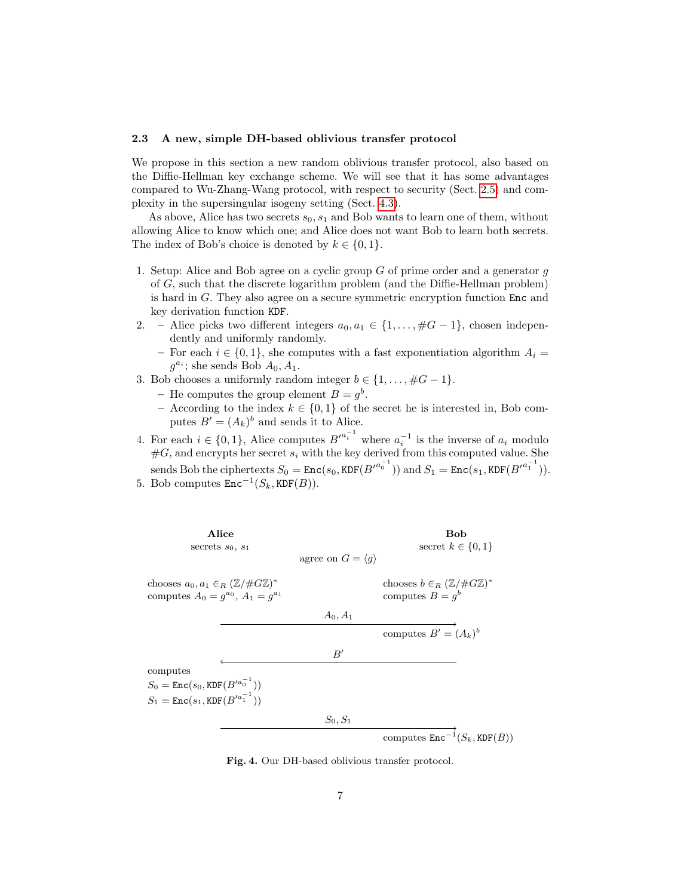### 2.3 A new, simple DH-based oblivious transfer protocol

We propose in this section a new random oblivious transfer protocol, also based on the Diffie-Hellman key exchange scheme. We will see that it has some advantages compared to Wu-Zhang-Wang protocol, with respect to security (Sect. 2.5) and complexity in the supersingular isogeny setting (Sect. 4.3).

As above, Alice has two secrets $s_0, s_1$ and Bob wants to learn one of them, without allowing Alice to know which one; and Alice does not want Bob to learn both secrets. The index of Bob's choice is denoted by $k \in \{0, 1\}$.

1. Setup: Alice and Bob agree on a cyclic group $G$ of prime order and a generator $g$ of $G$, such that the discrete logarithm problem (and the Diffie-Hellman problem) is hard in $G$. They also agree on a secure symmetric encryption function `Enc` and key derivation function `KDF`.
2. – Alice picks two different integers $a_0, a_1 \in \{1, \ldots, \#G - 1\}$, chosen independently and uniformly randomly.
   – For each $i \in \{0, 1\}$, she computes with a fast exponentiation algorithm $A_i = g^{a_i}$; she sends Bob $A_0, A_1$.
3. Bob chooses a uniformly random integer $b \in \{1, \ldots, \#G - 1\}$.
   – He computes the group element $B = g^b$.
   – According to the index $k \in \{0, 1\}$ of the secret he is interested in, Bob computes $B' = (A_k)^b$ and sends it to Alice.
4. For each $i \in \{0, 1\}$, Alice computes $B'^{a_i^{-1}}$ where $a_i^{-1}$ is the inverse of $a_i$ modulo $\#G$, and encrypts her secret $s_i$ with the key derived from this computed value. She sends Bob the ciphertexts $S_0 = \texttt{Enc}(s_0, \texttt{KDF}(B'^{a_0^{-1}}))$ and $S_1 = \texttt{Enc}(s_1, \texttt{KDF}(B'^{a_1^{-1}}))$.
5. Bob computes $\texttt{Enc}^{-1}(S_k, \texttt{KDF}(B))$.

| **Alice** | | **Bob** |
|---|---|---|
| secrets $s_0, s_1$ | agree on $G = \langle g \rangle$ | secret $k \in \{0, 1\}$ |
| chooses $a_0, a_1 \in_R (\mathbb{Z}/\#G\mathbb{Z})^*$ computes $A_0 = g^{a_0}$, $A_1 = g^{a_1}$ | | chooses $b \in_R (\mathbb{Z}/\#G\mathbb{Z})^*$ computes $B = g^b$ |
| | $A_0, A_1$ $\longrightarrow$ | |
| | | computes $B' = (A_k)^b$ |
| | $\longleftarrow$ $B'$ | |
| computes $S_0 = \texttt{Enc}(s_0, \texttt{KDF}(B'^{a_0^{-1}}))$ $S_1 = \texttt{Enc}(s_1, \texttt{KDF}(B'^{a_1^{-1}}))$ | | |
| | $S_0, S_1$ $\longrightarrow$ | |
| | | computes $\texttt{Enc}^{-1}(S_k, \texttt{KDF}(B))$ |

**Fig. 4.** Our DH-based oblivious transfer protocol.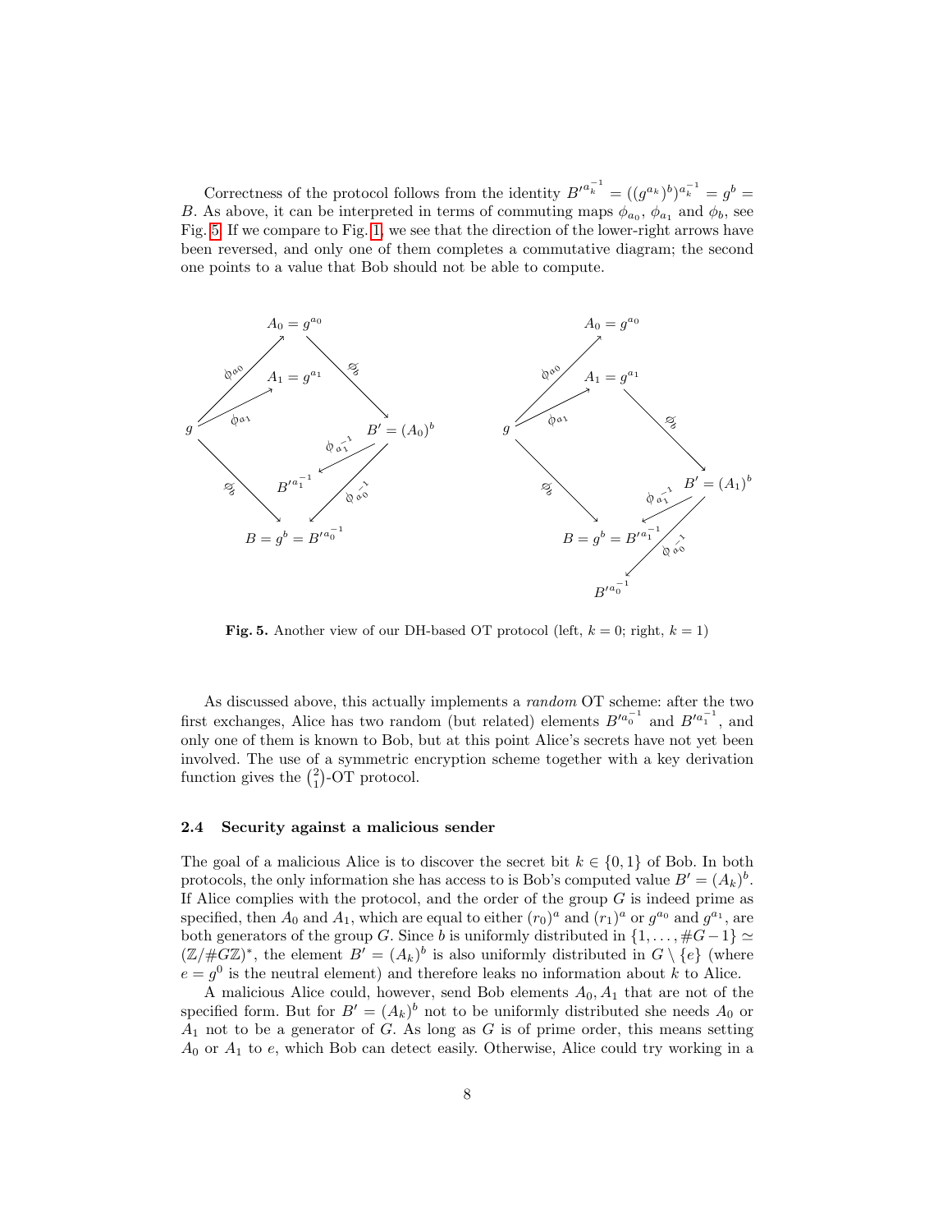Correctness of the protocol follows from the identity $B'^{a_k^{-1}} = ((g^{a_k})^b)^{a_k^{-1}} = g^b = B$. As above, it can be interpreted in terms of commuting maps $\phi_{a_0}$, $\phi_{a_1}$ and $\phi_b$, see Fig. 5. If we compare to Fig. 1, we see that the direction of the lower-right arrows have been reversed, and only one of them completes a commutative diagram; the second one points to a value that Bob should not be able to compute.

**Fig. 5.** Another view of our DH-based OT protocol (left, $k = 0$; right, $k = 1$)

As discussed above, this actually implements a *random* OT scheme: after the two first exchanges, Alice has two random (but related) elements $B'^{a_0^{-1}}$ and $B'^{a_1^{-1}}$, and only one of them is known to Bob, but at this point Alice's secrets have not yet been involved. The use of a symmetric encryption scheme together with a key derivation function gives the $\binom{2}{1}$-OT protocol.

### 2.4 Security against a malicious sender

The goal of a malicious Alice is to discover the secret bit $k \in \{0, 1\}$ of Bob. In both protocols, the only information she has access to is Bob's computed value $B' = (A_k)^b$. If Alice complies with the protocol, and the order of the group $G$ is indeed prime as specified, then $A_0$ and $A_1$, which are equal to either $(r_0)^a$ and $(r_1)^a$ or $g^{a_0}$ and $g^{a_1}$, are both generators of the group $G$. Since $b$ is uniformly distributed in $\{1, \ldots, \#G - 1\} \simeq (\mathbb{Z}/\#G\mathbb{Z})^*$, the element $B' = (A_k)^b$ is also uniformly distributed in $G \setminus \{e\}$ (where $e = g^0$ is the neutral element) and therefore leaks no information about $k$ to Alice.

A malicious Alice could, however, send Bob elements $A_0, A_1$ that are not of the specified form. But for $B' = (A_k)^b$ not to be uniformly distributed she needs $A_0$ or $A_1$ not to be a generator of $G$. As long as $G$ is of prime order, this means setting $A_0$ or $A_1$ to $e$, which Bob can detect easily. Otherwise, Alice could try working in a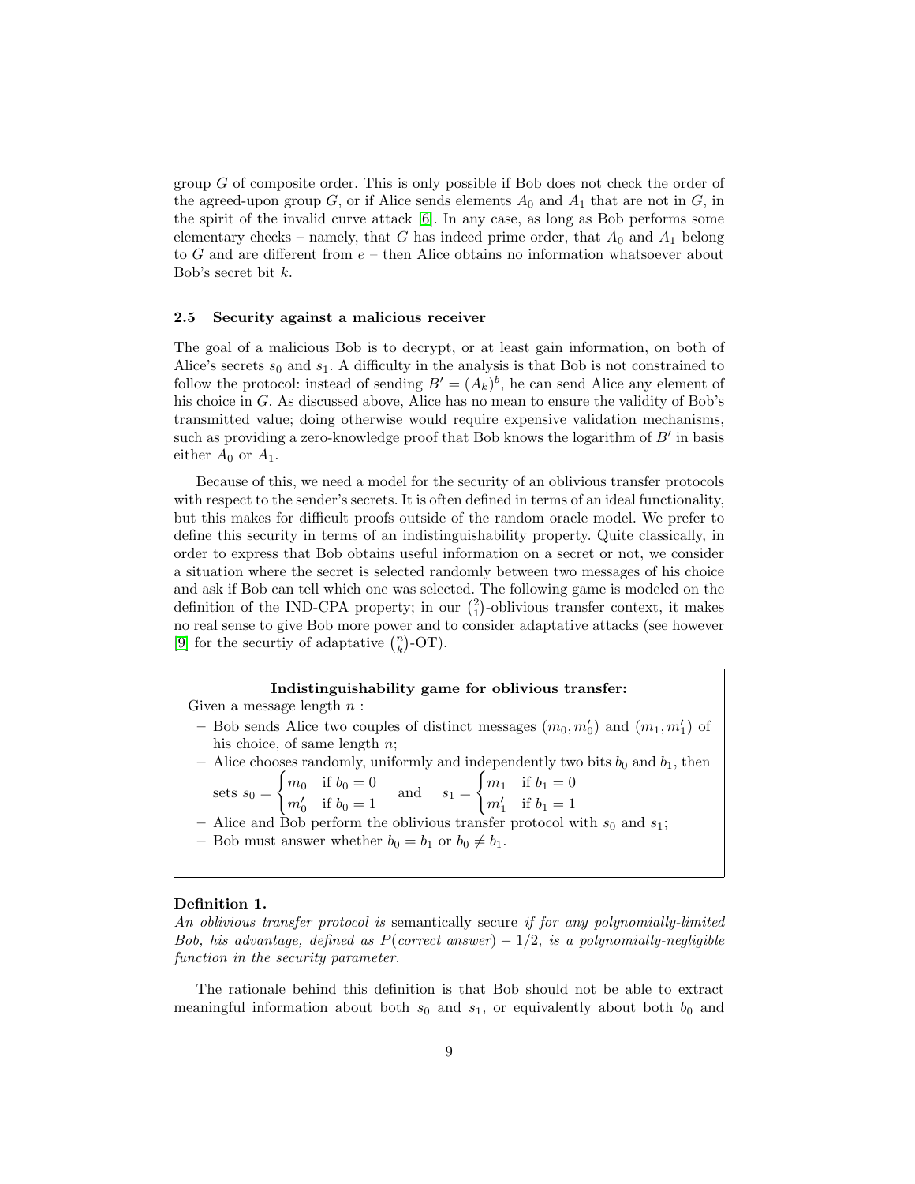group $G$ of composite order. This is only possible if Bob does not check the order of the agreed-upon group $G$, or if Alice sends elements $A_0$ and $A_1$ that are not in $G$, in the spirit of the invalid curve attack [6]. In any case, as long as Bob performs some elementary checks – namely, that $G$ has indeed prime order, that $A_0$ and $A_1$ belong to $G$ and are different from $e$ – then Alice obtains no information whatsoever about Bob's secret bit $k$.

### 2.5 Security against a malicious receiver

The goal of a malicious Bob is to decrypt, or at least gain information, on both of Alice's secrets $s_0$ and $s_1$. A difficulty in the analysis is that Bob is not constrained to follow the protocol: instead of sending $B' = (A_k)^b$, he can send Alice any element of his choice in $G$. As discussed above, Alice has no mean to ensure the validity of Bob's transmitted value; doing otherwise would require expensive validation mechanisms, such as providing a zero-knowledge proof that Bob knows the logarithm of $B'$ in basis either $A_0$ or $A_1$.

Because of this, we need a model for the security of an oblivious transfer protocols with respect to the sender's secrets. It is often defined in terms of an ideal functionality, but this makes for difficult proofs outside of the random oracle model. We prefer to define this security in terms of an indistinguishability property. Quite classically, in order to express that Bob obtains useful information on a secret or not, we consider a situation where the secret is selected randomly between two messages of his choice and ask if Bob can tell which one was selected. The following game is modeled on the definition of the IND-CPA property; in our $\binom{2}{1}$-oblivious transfer context, it makes no real sense to give Bob more power and to consider adaptative attacks (see however [9] for the securtiy of adaptative $\binom{n}{k}$-OT).

**Indistinguishability game for oblivious transfer:**

Given a message length $n$ :

- Bob sends Alice two couples of distinct messages $(m_0, m'_0)$ and $(m_1, m'_1)$ of his choice, of same length $n$;
- Alice chooses randomly, uniformly and independently two bits $b_0$ and $b_1$, then sets $s_0 = \begin{cases} m_0 & \text{if } b_0 = 0 \\ m'_0 & \text{if } b_0 = 1 \end{cases}$ and $s_1 = \begin{cases} m_1 & \text{if } b_1 = 0 \\ m'_1 & \text{if } b_1 = 1 \end{cases}$
- Alice and Bob perform the oblivious transfer protocol with $s_0$ and $s_1$;
- Bob must answer whether $b_0 = b_1$ or $b_0 \neq b_1$.

**Definition 1.**
*An oblivious transfer protocol is* semantically secure *if for any polynomially-limited Bob, his advantage, defined as $P(\text{correct answer}) - 1/2$, is a polynomially-negligible function in the security parameter.*

The rationale behind this definition is that Bob should not be able to extract meaningful information about both $s_0$ and $s_1$, or equivalently about both $b_0$ and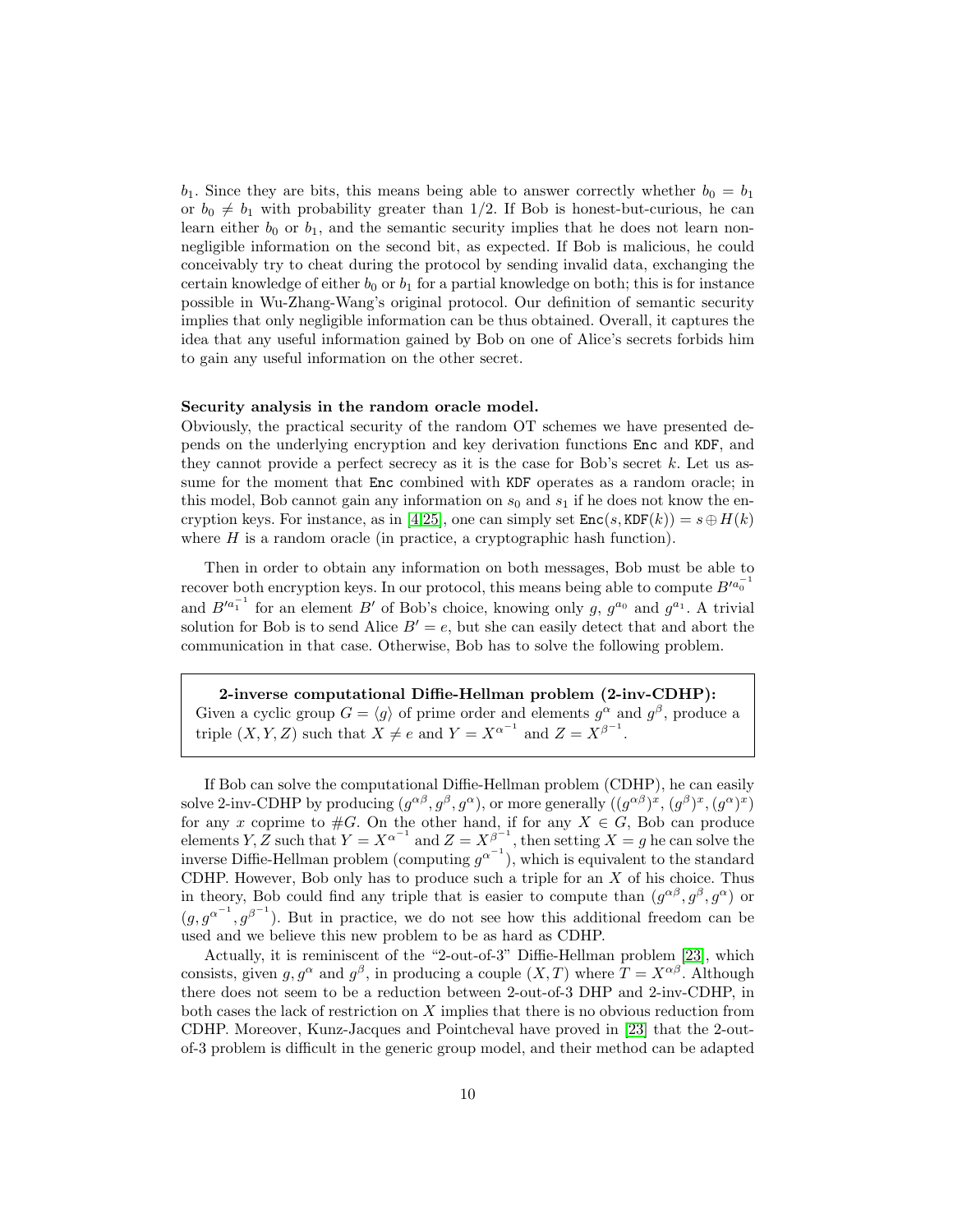$b_1$. Since they are bits, this means being able to answer correctly whether $b_0 = b_1$ or $b_0 \neq b_1$ with probability greater than 1/2. If Bob is honest-but-curious, he can learn either $b_0$ or $b_1$, and the semantic security implies that he does not learn non-negligible information on the second bit, as expected. If Bob is malicious, he could conceivably try to cheat during the protocol by sending invalid data, exchanging the certain knowledge of either $b_0$ or $b_1$ for a partial knowledge on both; this is for instance possible in Wu-Zhang-Wang's original protocol. Our definition of semantic security implies that only negligible information can be thus obtained. Overall, it captures the idea that any useful information gained by Bob on one of Alice's secrets forbids him to gain any useful information on the other secret.

**Security analysis in the random oracle model.**
Obviously, the practical security of the random OT schemes we have presented depends on the underlying encryption and key derivation functions `Enc` and `KDF`, and they cannot provide a perfect secrecy as it is the case for Bob's secret $k$. Let us assume for the moment that `Enc` combined with `KDF` operates as a random oracle; in this model, Bob cannot gain any information on $s_0$ and $s_1$ if he does not know the encryption keys. For instance, as in [4,25], one can simply set $\mathtt{Enc}(s, \mathtt{KDF}(k)) = s \oplus H(k)$ where $H$ is a random oracle (in practice, a cryptographic hash function).

Then in order to obtain any information on both messages, Bob must be able to recover both encryption keys. In our protocol, this means being able to compute $B'^{a_0^{-1}}$ and $B'^{a_1^{-1}}$ for an element $B'$ of Bob's choice, knowing only $g$, $g^{a_0}$ and $g^{a_1}$. A trivial solution for Bob is to send Alice $B' = e$, but she can easily detect that and abort the communication in that case. Otherwise, Bob has to solve the following problem.

> **2-inverse computational Diffie-Hellman problem (2-inv-CDHP):**
> Given a cyclic group $G = \langle g \rangle$ of prime order and elements $g^\alpha$ and $g^\beta$, produce a triple $(X, Y, Z)$ such that $X \neq e$ and $Y = X^{\alpha^{-1}}$ and $Z = X^{\beta^{-1}}$.

If Bob can solve the computational Diffie-Hellman problem (CDHP), he can easily solve 2-inv-CDHP by producing $(g^{\alpha\beta}, g^\beta, g^\alpha)$, or more generally $((g^{\alpha\beta})^x, (g^\beta)^x, (g^\alpha)^x)$ for any $x$ coprime to $\#G$. On the other hand, if for any $X \in G$, Bob can produce elements $Y, Z$ such that $Y = X^{\alpha^{-1}}$ and $Z = X^{\beta^{-1}}$, then setting $X = g$ he can solve the inverse Diffie-Hellman problem (computing $g^{\alpha^{-1}}$), which is equivalent to the standard CDHP. However, Bob only has to produce such a triple for an $X$ of his choice. Thus in theory, Bob could find any triple that is easier to compute than $(g^{\alpha\beta}, g^\beta, g^\alpha)$ or $(g, g^{\alpha^{-1}}, g^{\beta^{-1}})$. But in practice, we do not see how this additional freedom can be used and we believe this new problem to be as hard as CDHP.

Actually, it is reminiscent of the "2-out-of-3" Diffie-Hellman problem [23], which consists, given $g, g^\alpha$ and $g^\beta$, in producing a couple $(X, T)$ where $T = X^{\alpha\beta}$. Although there does not seem to be a reduction between 2-out-of-3 DHP and 2-inv-CDHP, in both cases the lack of restriction on $X$ implies that there is no obvious reduction from CDHP. Moreover, Kunz-Jacques and Pointcheval have proved in [23] that the 2-out-of-3 problem is difficult in the generic group model, and their method can be adapted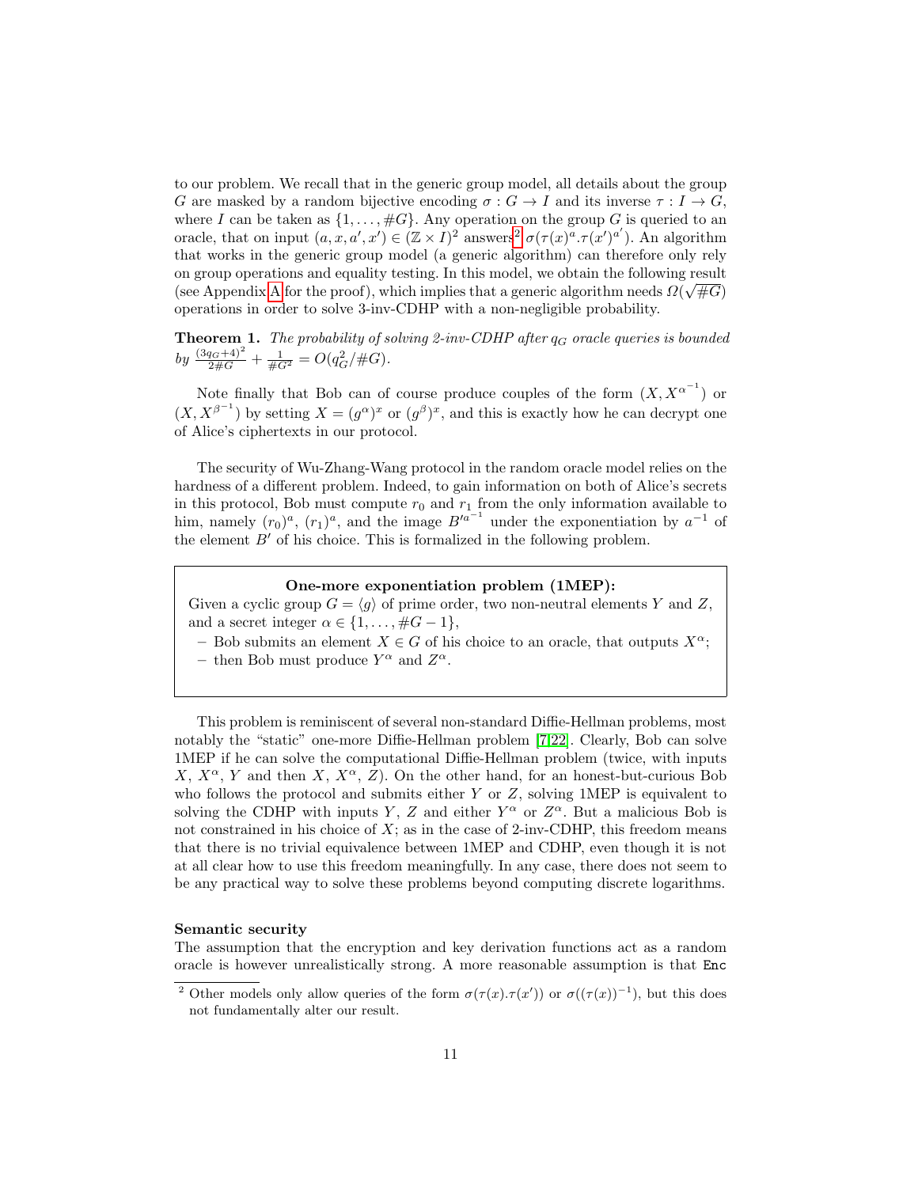to our problem. We recall that in the generic group model, all details about the group $G$ are masked by a random bijective encoding $\sigma : G \to I$ and its inverse $\tau : I \to G$, where $I$ can be taken as $\{1, \ldots, \#G\}$. Any operation on the group $G$ is queried to an oracle, that on input $(a, x, a', x') \in (\mathbb{Z} \times I)^2$ answers[2] $\sigma(\tau(x)^a.\tau(x')^{a'})$. An algorithm that works in the generic group model (a generic algorithm) can therefore only rely on group operations and equality testing. In this model, we obtain the following result (see Appendix A for the proof), which implies that a generic algorithm needs $\Omega(\sqrt{\#G})$ operations in order to solve 3-inv-CDHP with a non-negligible probability.

**Theorem 1.** *The probability of solving 2-inv-CDHP after $q_G$ oracle queries is bounded by $\frac{(3q_G+4)^2}{2\#G} + \frac{1}{\#G^2} = O(q_G^2/\#G)$.*

Note finally that Bob can of course produce couples of the form $(X, X^{\alpha^{-1}})$ or $(X, X^{\beta^{-1}})$ by setting $X = (g^\alpha)^x$ or $(g^\beta)^x$, and this is exactly how he can decrypt one of Alice's ciphertexts in our protocol.

The security of Wu-Zhang-Wang protocol in the random oracle model relies on the hardness of a different problem. Indeed, to gain information on both of Alice's secrets in this protocol, Bob must compute $r_0$ and $r_1$ from the only information available to him, namely $(r_0)^a$, $(r_1)^a$, and the image $B'^{a^{-1}}$ under the exponentiation by $a^{-1}$ of the element $B'$ of his choice. This is formalized in the following problem.

> **One-more exponentiation problem (1MEP):**
> Given a cyclic group $G = \langle g \rangle$ of prime order, two non-neutral elements $Y$ and $Z$, and a secret integer $\alpha \in \{1, \ldots, \#G - 1\}$,
> - Bob submits an element $X \in G$ of his choice to an oracle, that outputs $X^\alpha$;
> - then Bob must produce $Y^\alpha$ and $Z^\alpha$.

This problem is reminiscent of several non-standard Diffie-Hellman problems, most notably the "static" one-more Diffie-Hellman problem [7,22]. Clearly, Bob can solve 1MEP if he can solve the computational Diffie-Hellman problem (twice, with inputs $X$, $X^\alpha$, $Y$ and then $X$, $X^\alpha$, $Z$). On the other hand, for an honest-but-curious Bob who follows the protocol and submits either $Y$ or $Z$, solving 1MEP is equivalent to solving the CDHP with inputs $Y$, $Z$ and either $Y^\alpha$ or $Z^\alpha$. But a malicious Bob is not constrained in his choice of $X$; as in the case of 2-inv-CDHP, this freedom means that there is no trivial equivalence between 1MEP and CDHP, even though it is not at all clear how to use this freedom meaningfully. In any case, there does not seem to be any practical way to solve these problems beyond computing discrete logarithms.

**Semantic security**
The assumption that the encryption and key derivation functions act as a random oracle is however unrealistically strong. A more reasonable assumption is that Enc

[2] Other models only allow queries of the form $\sigma(\tau(x).\tau(x'))$ or $\sigma((\tau(x))^{-1})$, but this does not fundamentally alter our result.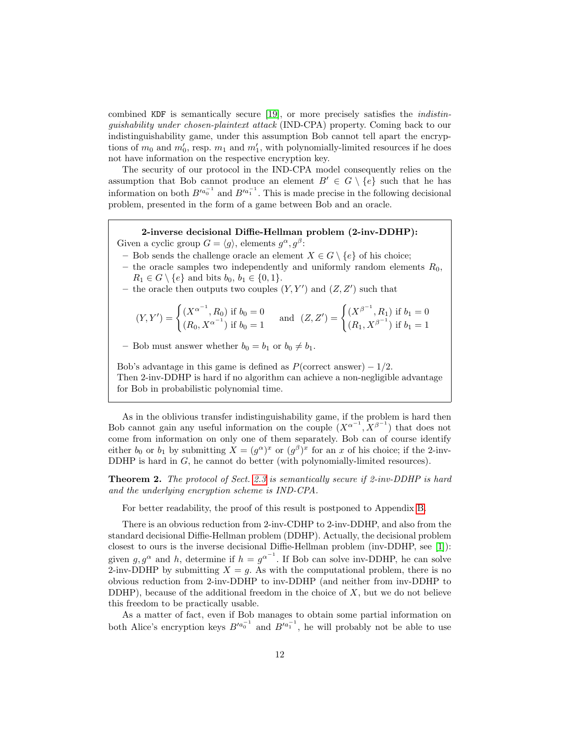combined KDF is semantically secure [19], or more precisely satisfies the *indistinguishability under chosen-plaintext attack* (IND-CPA) property. Coming back to our indistinguishability game, under this assumption Bob cannot tell apart the encryptions of $m_0$ and $m_0'$, resp. $m_1$ and $m_1'$, with polynomially-limited resources if he does not have information on the respective encryption key.

The security of our protocol in the IND-CPA model consequently relies on the assumption that Bob cannot produce an element $B' \in G \setminus \{e\}$ such that he has information on both $B'^{a_0^{-1}}$ and $B'^{a_1^{-1}}$. This is made precise in the following decisional problem, presented in the form of a game between Bob and an oracle.

> **2-inverse decisional Diffie-Hellman problem (2-inv-DDHP):**
> Given a cyclic group $G = \langle g \rangle$, elements $g^\alpha, g^\beta$:
>
> – Bob sends the challenge oracle an element $X \in G \setminus \{e\}$ of his choice;
> – the oracle samples two independently and uniformly random elements $R_0$, $R_1 \in G \setminus \{e\}$ and bits $b_0$, $b_1 \in \{0, 1\}$.
> – the oracle then outputs two couples $(Y, Y')$ and $(Z, Z')$ such that
>
> $$(Y, Y') = \begin{cases} (X^{\alpha^{-1}}, R_0) \text{ if } b_0 = 0 \\ (R_0, X^{\alpha^{-1}}) \text{ if } b_0 = 1 \end{cases} \quad \text{and} \quad (Z, Z') = \begin{cases} (X^{\beta^{-1}}, R_1) \text{ if } b_1 = 0 \\ (R_1, X^{\beta^{-1}}) \text{ if } b_1 = 1 \end{cases}$$
>
> – Bob must answer whether $b_0 = b_1$ or $b_0 \neq b_1$.
>
> Bob's advantage in this game is defined as $P(\text{correct answer}) - 1/2$.
> Then 2-inv-DDHP is hard if no algorithm can achieve a non-negligible advantage for Bob in probabilistic polynomial time.

As in the oblivious transfer indistinguishability game, if the problem is hard then Bob cannot gain any useful information on the couple $(X^{\alpha^{-1}}, X^{\beta^{-1}})$ that does not come from information on only one of them separately. Bob can of course identify either $b_0$ or $b_1$ by submitting $X = (g^\alpha)^x$ or $(g^\beta)^x$ for an $x$ of his choice; if the 2-inv-DDHP is hard in $G$, he cannot do better (with polynomially-limited resources).

**Theorem 2.** *The protocol of Sect. 2.3 is semantically secure if 2-inv-DDHP is hard and the underlying encryption scheme is IND-CPA.*

For better readability, the proof of this result is postponed to Appendix B.

There is an obvious reduction from 2-inv-CDHP to 2-inv-DDHP, and also from the standard decisional Diffie-Hellman problem (DDHP). Actually, the decisional problem closest to ours is the inverse decisional Diffie-Hellman problem (inv-DDHP, see [1]): given $g, g^\alpha$ and $h$, determine if $h = g^{\alpha^{-1}}$. If Bob can solve inv-DDHP, he can solve 2-inv-DDHP by submitting $X = g$. As with the computational problem, there is no obvious reduction from 2-inv-DDHP to inv-DDHP (and neither from inv-DDHP to DDHP), because of the additional freedom in the choice of $X$, but we do not believe this freedom to be practically usable.

As a matter of fact, even if Bob manages to obtain some partial information on both Alice's encryption keys $B'^{a_0^{-1}}$ and $B'^{a_1^{-1}}$, he will probably not be able to use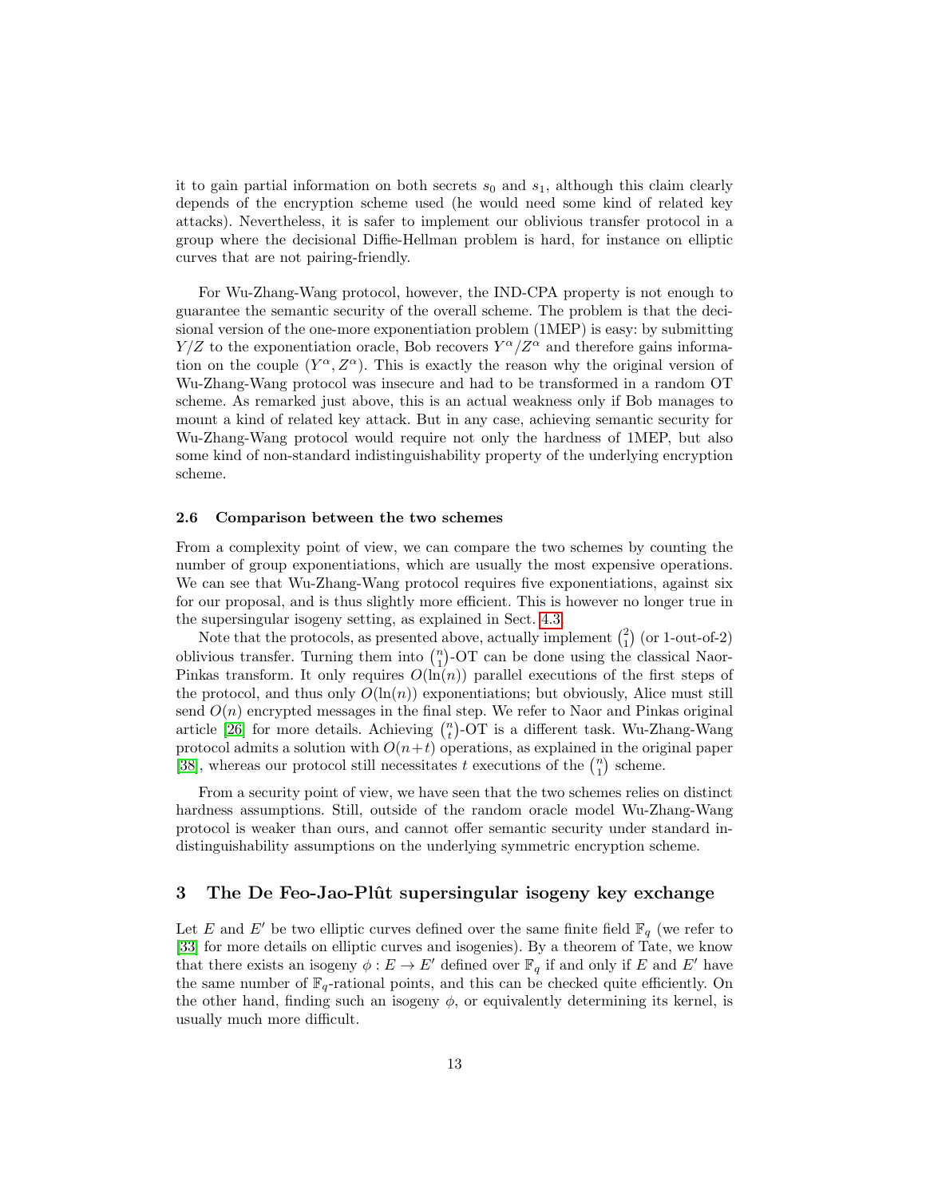it to gain partial information on both secrets $s_0$ and $s_1$, although this claim clearly depends of the encryption scheme used (he would need some kind of related key attacks). Nevertheless, it is safer to implement our oblivious transfer protocol in a group where the decisional Diffie-Hellman problem is hard, for instance on elliptic curves that are not pairing-friendly.

For Wu-Zhang-Wang protocol, however, the IND-CPA property is not enough to guarantee the semantic security of the overall scheme. The problem is that the decisional version of the one-more exponentiation problem (1MEP) is easy: by submitting $Y/Z$ to the exponentiation oracle, Bob recovers $Y^\alpha/Z^\alpha$ and therefore gains information on the couple $(Y^\alpha, Z^\alpha)$. This is exactly the reason why the original version of Wu-Zhang-Wang protocol was insecure and had to be transformed in a random OT scheme. As remarked just above, this is an actual weakness only if Bob manages to mount a kind of related key attack. But in any case, achieving semantic security for Wu-Zhang-Wang protocol would require not only the hardness of 1MEP, but also some kind of non-standard indistinguishability property of the underlying encryption scheme.

### 2.6 Comparison between the two schemes

From a complexity point of view, we can compare the two schemes by counting the number of group exponentiations, which are usually the most expensive operations. We can see that Wu-Zhang-Wang protocol requires five exponentiations, against six for our proposal, and is thus slightly more efficient. This is however no longer true in the supersingular isogeny setting, as explained in Sect. 4.3.

Note that the protocols, as presented above, actually implement $\binom{2}{1}$ (or 1-out-of-2) oblivious transfer. Turning them into $\binom{n}{1}$-OT can be done using the classical Naor-Pinkas transform. It only requires $O(\ln(n))$ parallel executions of the first steps of the protocol, and thus only $O(\ln(n))$ exponentiations; but obviously, Alice must still send $O(n)$ encrypted messages in the final step. We refer to Naor and Pinkas original article [26] for more details. Achieving $\binom{n}{t}$-OT is a different task. Wu-Zhang-Wang protocol admits a solution with $O(n+t)$ operations, as explained in the original paper [38], whereas our protocol still necessitates $t$ executions of the $\binom{n}{1}$ scheme.

From a security point of view, we have seen that the two schemes relies on distinct hardness assumptions. Still, outside of the random oracle model Wu-Zhang-Wang protocol is weaker than ours, and cannot offer semantic security under standard indistinguishability assumptions on the underlying symmetric encryption scheme.

## 3 The De Feo-Jao-Plût supersingular isogeny key exchange

Let $E$ and $E'$ be two elliptic curves defined over the same finite field $\mathbb{F}_q$ (we refer to [33] for more details on elliptic curves and isogenies). By a theorem of Tate, we know that there exists an isogeny $\phi : E \to E'$ defined over $\mathbb{F}_q$ if and only if $E$ and $E'$ have the same number of $\mathbb{F}_q$-rational points, and this can be checked quite efficiently. On the other hand, finding such an isogeny $\phi$, or equivalently determining its kernel, is usually much more difficult.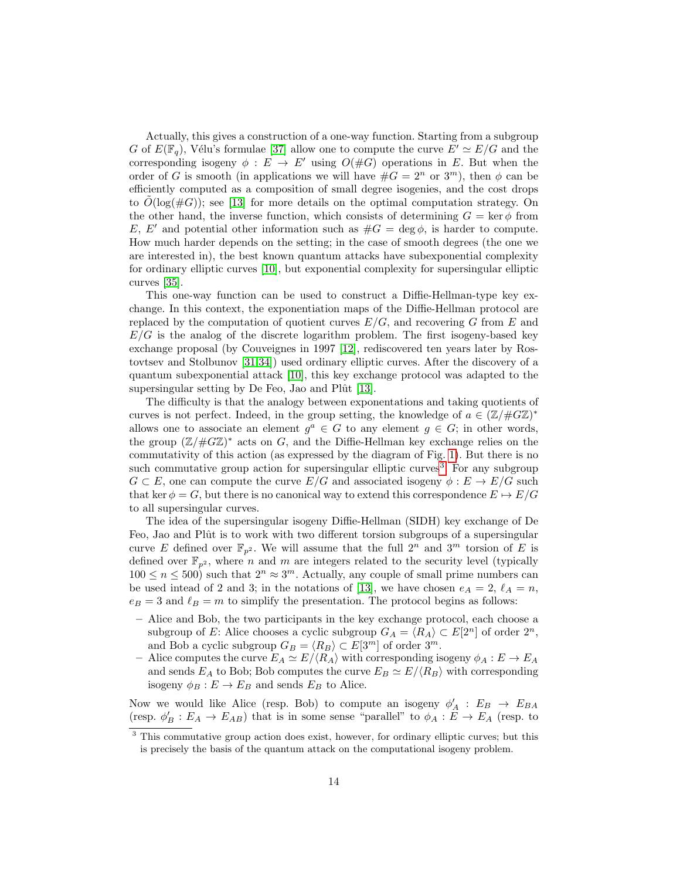Actually, this gives a construction of a one-way function. Starting from a subgroup $G$ of $E(\mathbb{F}_q)$, Vélu's formulae [37] allow one to compute the curve $E' \simeq E/G$ and the corresponding isogeny $\phi : E \to E'$ using $O(\#G)$ operations in $E$. But when the order of $G$ is smooth (in applications we will have $\#G = 2^n$ or $3^m$), then $\phi$ can be efficiently computed as a composition of small degree isogenies, and the cost drops to $\tilde{O}(\log(\#G))$; see [13] for more details on the optimal computation strategy. On the other hand, the inverse function, which consists of determining $G = \ker \phi$ from $E$, $E'$ and potential other information such as $\#G = \deg \phi$, is harder to compute. How much harder depends on the setting; in the case of smooth degrees (the one we are interested in), the best known quantum attacks have subexponential complexity for ordinary elliptic curves [10], but exponential complexity for supersingular elliptic curves [35].

This one-way function can be used to construct a Diffie-Hellman-type key exchange. In this context, the exponentiation maps of the Diffie-Hellman protocol are replaced by the computation of quotient curves $E/G$, and recovering $G$ from $E$ and $E/G$ is the analog of the discrete logarithm problem. The first isogeny-based key exchange proposal (by Couveignes in 1997 [12], rediscovered ten years later by Rostovtsev and Stolbunov [31,34]) used ordinary elliptic curves. After the discovery of a quantum subexponential attack [10], this key exchange protocol was adapted to the supersingular setting by De Feo, Jao and Plût [13].

The difficulty is that the analogy between exponentations and taking quotients of curves is not perfect. Indeed, in the group setting, the knowledge of $a \in (\mathbb{Z}/\#G\mathbb{Z})^*$ allows one to associate an element $g^a \in G$ to any element $g \in G$; in other words, the group $(\mathbb{Z}/\#G\mathbb{Z})^*$ acts on $G$, and the Diffie-Hellman key exchange relies on the commutativity of this action (as expressed by the diagram of Fig. 1). But there is no such commutative group action for supersingular elliptic curves[3]. For any subgroup $G \subset E$, one can compute the curve $E/G$ and associated isogeny $\phi : E \to E/G$ such that $\ker \phi = G$, but there is no canonical way to extend this correspondence $E \mapsto E/G$ to all supersingular curves.

The idea of the supersingular isogeny Diffie-Hellman (SIDH) key exchange of De Feo, Jao and Plût is to work with two different torsion subgroups of a supersingular curve $E$ defined over $\mathbb{F}_{p^2}$. We will assume that the full $2^n$ and $3^m$ torsion of $E$ is defined over $\mathbb{F}_{p^2}$, where $n$ and $m$ are integers related to the security level (typically $100 \leq n \leq 500$) such that $2^n \approx 3^m$. Actually, any couple of small prime numbers can be used intead of 2 and 3; in the notations of [13], we have chosen $e_A = 2$, $\ell_A = n$, $e_B = 3$ and $\ell_B = m$ to simplify the presentation. The protocol begins as follows:

– Alice and Bob, the two participants in the key exchange protocol, each choose a subgroup of $E$: Alice chooses a cyclic subgroup $G_A = \langle R_A \rangle \subset E[2^n]$ of order $2^n$, and Bob a cyclic subgroup $G_B = \langle R_B \rangle \subset E[3^m]$ of order $3^m$.
– Alice computes the curve $E_A \simeq E/\langle R_A \rangle$ with corresponding isogeny $\phi_A : E \to E_A$ and sends $E_A$ to Bob; Bob computes the curve $E_B \simeq E/\langle R_B \rangle$ with corresponding isogeny $\phi_B : E \to E_B$ and sends $E_B$ to Alice.

Now we would like Alice (resp. Bob) to compute an isogeny $\phi'_A : E_B \to E_{BA}$ (resp. $\phi'_B : E_A \to E_{AB}$) that is in some sense "parallel" to $\phi_A : E \to E_A$ (resp. to

[3] This commutative group action does exist, however, for ordinary elliptic curves; but this is precisely the basis of the quantum attack on the computational isogeny problem.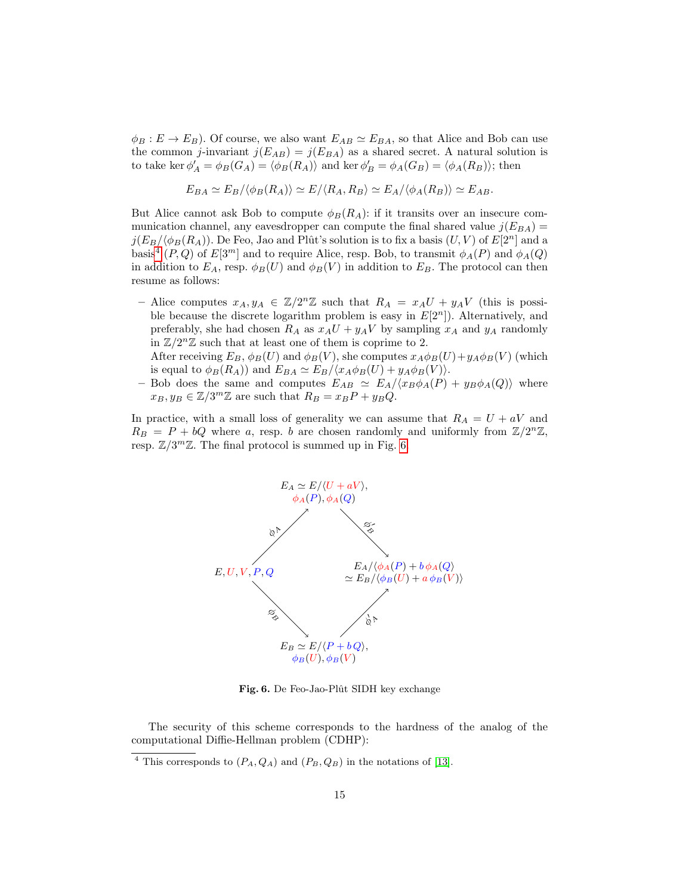$\phi_B : E \to E_B$). Of course, we also want $E_{AB} \simeq E_{BA}$, so that Alice and Bob can use the common $j$-invariant $j(E_{AB}) = j(E_{BA})$ as a shared secret. A natural solution is to take $\ker \phi'_A = \phi_B(G_A) = \langle \phi_B(R_A) \rangle$ and $\ker \phi'_B = \phi_A(G_B) = \langle \phi_A(R_B) \rangle$; then

$$E_{BA} \simeq E_B / \langle \phi_B(R_A) \rangle \simeq E / \langle R_A, R_B \rangle \simeq E_A / \langle \phi_A(R_B) \rangle \simeq E_{AB}.$$

But Alice cannot ask Bob to compute $\phi_B(R_A)$: if it transits over an insecure communication channel, any eavesdropper can compute the final shared value $j(E_{BA}) = j(E_B / \langle \phi_B(R_A) \rangle)$. De Feo, Jao and Plût's solution is to fix a basis $(U, V)$ of $E[2^n]$ and a basis[4] $(P, Q)$ of $E[3^m]$ and to require Alice, resp. Bob, to transmit $\phi_A(P)$ and $\phi_A(Q)$ in addition to $E_A$, resp. $\phi_B(U)$ and $\phi_B(V)$ in addition to $E_B$. The protocol can then resume as follows:

- Alice computes $x_A, y_A \in \mathbb{Z}/2^n\mathbb{Z}$ such that $R_A = x_A U + y_A V$ (this is possible because the discrete logarithm problem is easy in $E[2^n]$). Alternatively, and preferably, she had chosen $R_A$ as $x_A U + y_A V$ by sampling $x_A$ and $y_A$ randomly in $\mathbb{Z}/2^n\mathbb{Z}$ such that at least one of them is coprime to 2.
  After receiving $E_B$, $\phi_B(U)$ and $\phi_B(V)$, she computes $x_A \phi_B(U) + y_A \phi_B(V)$ (which is equal to $\phi_B(R_A)$) and $E_{BA} \simeq E_B / \langle x_A \phi_B(U) + y_A \phi_B(V) \rangle$.
- Bob does the same and computes $E_{AB} \simeq E_A / \langle x_B \phi_A(P) + y_B \phi_A(Q) \rangle$ where $x_B, y_B \in \mathbb{Z}/3^m\mathbb{Z}$ are such that $R_B = x_B P + y_B Q$.

In practice, with a small loss of generality we can assume that $R_A = U + aV$ and $R_B = P + bQ$ where $a$, resp. $b$ are chosen randomly and uniformly from $\mathbb{Z}/2^n\mathbb{Z}$, resp. $\mathbb{Z}/3^m\mathbb{Z}$. The final protocol is summed up in Fig. 6.

$$
\begin{array}{ccccc}
 & & E_A \simeq E/\langle U + aV \rangle, & & \\
 & & \phi_A(P), \phi_A(Q) & & \\
 & \overset{\phi_A}{\nearrow} & & \overset{\phi'_B}{\searrow} & \\
E, U, V, P, Q & & & & E_A/\langle \phi_A(P) + b\,\phi_A(Q) \rangle \\
 & & & & \simeq E_B/\langle \phi_B(U) + a\,\phi_B(V) \rangle \\
 & \underset{\phi_B}{\searrow} & & \underset{\phi'_A}{\nearrow} & \\
 & & E_B \simeq E/\langle P + bQ \rangle, & & \\
 & & \phi_B(U), \phi_B(V) & &
\end{array}
$$

**Fig. 6.** De Feo-Jao-Plût SIDH key exchange

The security of this scheme corresponds to the hardness of the analog of the computational Diffie-Hellman problem (CDHP):

[4] This corresponds to $(P_A, Q_A)$ and $(P_B, Q_B)$ in the notations of [13].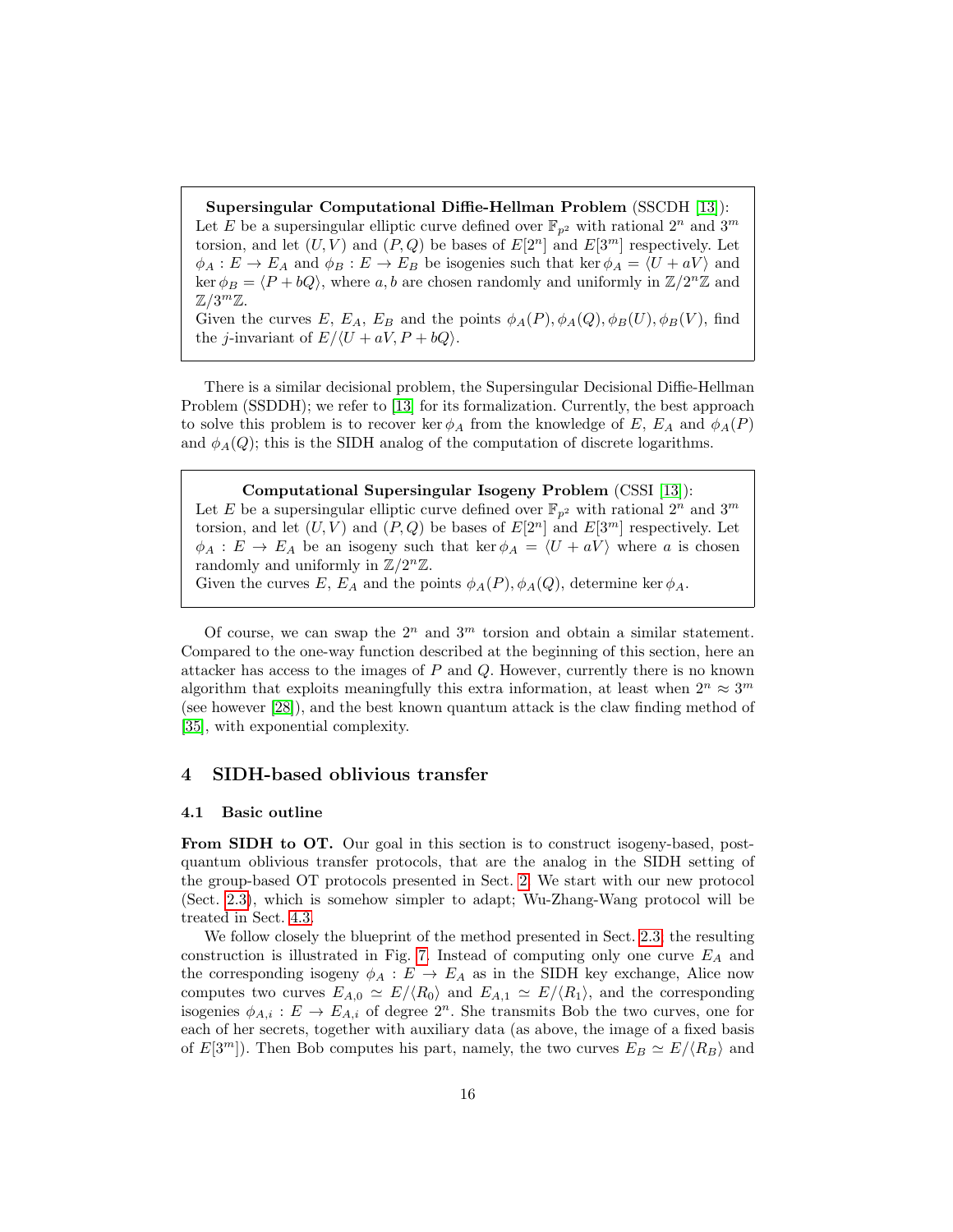**Supersingular Computational Diffie-Hellman Problem** (SSCDH [13]): Let $E$ be a supersingular elliptic curve defined over $\mathbb{F}_{p^2}$ with rational $2^n$ and $3^m$ torsion, and let $(U, V)$ and $(P, Q)$ be bases of $E[2^n]$ and $E[3^m]$ respectively. Let $\phi_A : E \to E_A$ and $\phi_B : E \to E_B$ be isogenies such that $\ker \phi_A = \langle U + aV \rangle$ and $\ker \phi_B = \langle P + bQ \rangle$, where $a, b$ are chosen randomly and uniformly in $\mathbb{Z}/2^n\mathbb{Z}$ and $\mathbb{Z}/3^m\mathbb{Z}$.
Given the curves $E$, $E_A$, $E_B$ and the points $\phi_A(P), \phi_A(Q), \phi_B(U), \phi_B(V)$, find the $j$-invariant of $E/\langle U + aV, P + bQ \rangle$.

There is a similar decisional problem, the Supersingular Decisional Diffie-Hellman Problem (SSDDH); we refer to [13] for its formalization. Currently, the best approach to solve this problem is to recover $\ker \phi_A$ from the knowledge of $E$, $E_A$ and $\phi_A(P)$ and $\phi_A(Q)$; this is the SIDH analog of the computation of discrete logarithms.

**Computational Supersingular Isogeny Problem** (CSSI [13]): Let $E$ be a supersingular elliptic curve defined over $\mathbb{F}_{p^2}$ with rational $2^n$ and $3^m$ torsion, and let $(U, V)$ and $(P, Q)$ be bases of $E[2^n]$ and $E[3^m]$ respectively. Let $\phi_A : E \to E_A$ be an isogeny such that $\ker \phi_A = \langle U + aV \rangle$ where $a$ is chosen randomly and uniformly in $\mathbb{Z}/2^n\mathbb{Z}$.
Given the curves $E$, $E_A$ and the points $\phi_A(P), \phi_A(Q)$, determine $\ker \phi_A$.

Of course, we can swap the $2^n$ and $3^m$ torsion and obtain a similar statement. Compared to the one-way function described at the beginning of this section, here an attacker has access to the images of $P$ and $Q$. However, currently there is no known algorithm that exploits meaningfully this extra information, at least when $2^n \approx 3^m$ (see however [28]), and the best known quantum attack is the claw finding method of [35], with exponential complexity.

## 4 SIDH-based oblivious transfer

### 4.1 Basic outline

**From SIDH to OT.** Our goal in this section is to construct isogeny-based, post-quantum oblivious transfer protocols, that are the analog in the SIDH setting of the group-based OT protocols presented in Sect. 2. We start with our new protocol (Sect. 2.3), which is somehow simpler to adapt; Wu-Zhang-Wang protocol will be treated in Sect. 4.3.

We follow closely the blueprint of the method presented in Sect. 2.3; the resulting construction is illustrated in Fig. 7. Instead of computing only one curve $E_A$ and the corresponding isogeny $\phi_A : E \to E_A$ as in the SIDH key exchange, Alice now computes two curves $E_{A,0} \simeq E/\langle R_0 \rangle$ and $E_{A,1} \simeq E/\langle R_1 \rangle$, and the corresponding isogenies $\phi_{A,i} : E \to E_{A,i}$ of degree $2^n$. She transmits Bob the two curves, one for each of her secrets, together with auxiliary data (as above, the image of a fixed basis of $E[3^m]$). Then Bob computes his part, namely, the two curves $E_B \simeq E/\langle R_B \rangle$ and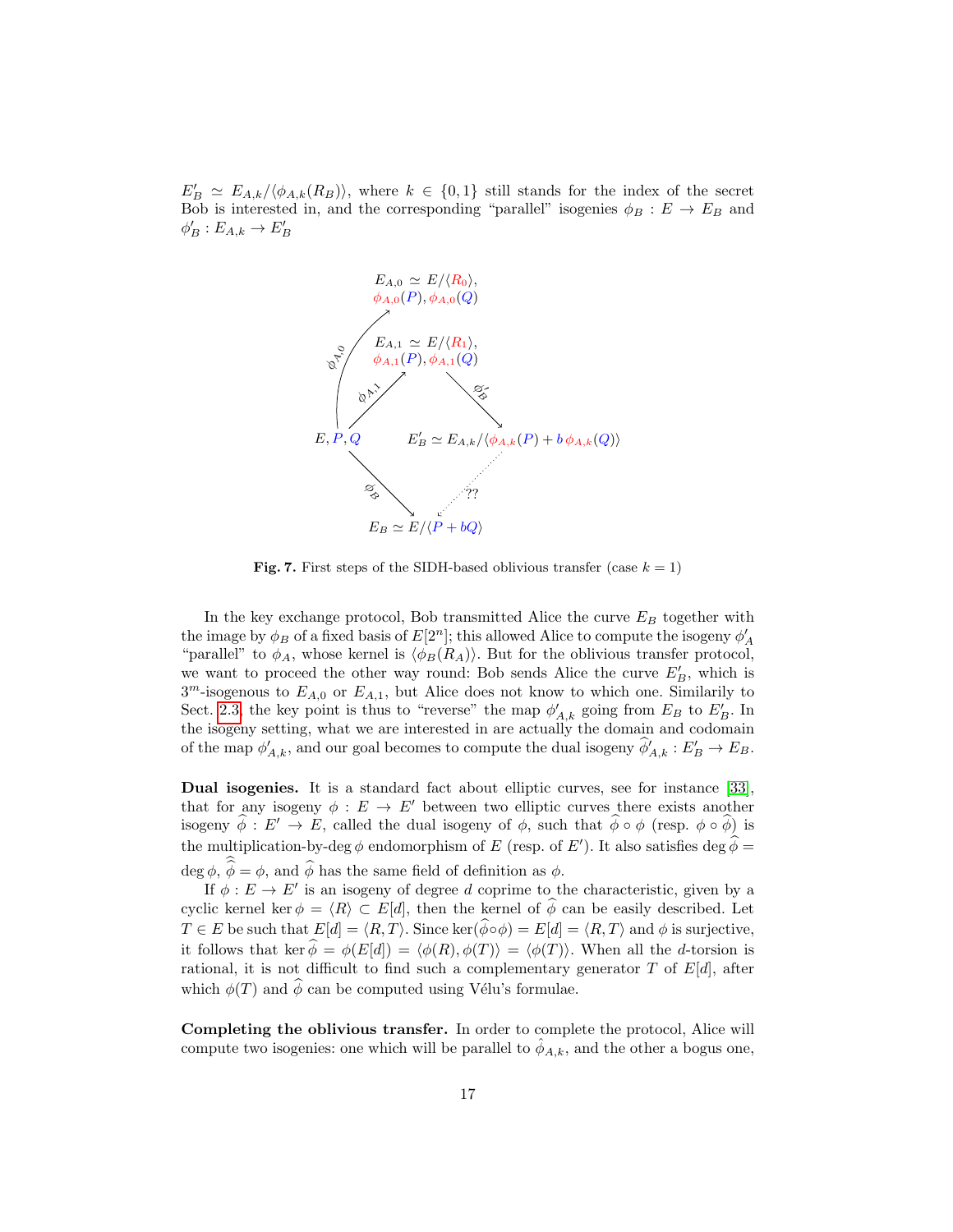$E'_B \simeq E_{A,k}/\langle \phi_{A,k}(R_B)\rangle$, where $k \in \{0,1\}$ still stands for the index of the secret Bob is interested in, and the corresponding "parallel" isogenies $\phi_B : E \to E_B$ and $\phi'_B : E_{A,k} \to E'_B$

Fig. 7. First steps of the SIDH-based oblivious transfer (case $k = 1$)

In the key exchange protocol, Bob transmitted Alice the curve $E_B$ together with the image by $\phi_B$ of a fixed basis of $E[2^n]$; this allowed Alice to compute the isogeny $\phi'_A$ "parallel" to $\phi_A$, whose kernel is $\langle \phi_B(R_A)\rangle$. But for the oblivious transfer protocol, we want to proceed the other way round: Bob sends Alice the curve $E'_B$, which is $3^m$-isogenous to $E_{A,0}$ or $E_{A,1}$, but Alice does not know to which one. Similarly to Sect. 2.3, the key point is thus to "reverse" the map $\phi'_{A,k}$ going from $E_B$ to $E'_B$. In the isogeny setting, what we are interested in are actually the domain and codomain of the map $\phi'_{A,k}$, and our goal becomes to compute the dual isogeny $\widehat{\phi}'_{A,k} : E'_B \to E_B$.

**Dual isogenies.** It is a standard fact about elliptic curves, see for instance [33], that for any isogeny $\phi : E \to E'$ between two elliptic curves there exists another isogeny $\widehat{\phi} : E' \to E$, called the dual isogeny of $\phi$, such that $\widehat{\phi} \circ \phi$ (resp. $\phi \circ \widehat{\phi}$) is the multiplication-by-$\deg \phi$ endomorphism of $E$ (resp. of $E'$). It also satisfies $\deg \widehat{\phi} = \deg \phi$, $\widehat{\widehat{\phi}} = \phi$, and $\widehat{\phi}$ has the same field of definition as $\phi$.

If $\phi : E \to E'$ is an isogeny of degree $d$ coprime to the characteristic, given by a cyclic kernel $\ker \phi = \langle R\rangle \subset E[d]$, then the kernel of $\widehat{\phi}$ can be easily described. Let $T \in E$ be such that $E[d] = \langle R, T\rangle$. Since $\ker(\widehat{\phi} \circ \phi) = E[d] = \langle R, T\rangle$ and $\phi$ is surjective, it follows that $\ker \widehat{\phi} = \phi(E[d]) = \langle \phi(R), \phi(T)\rangle = \langle \phi(T)\rangle$. When all the $d$-torsion is rational, it is not difficult to find such a complementary generator $T$ of $E[d]$, after which $\phi(T)$ and $\widehat{\phi}$ can be computed using Vélu's formulae.

**Completing the oblivious transfer.** In order to complete the protocol, Alice will compute two isogenies: one which will be parallel to $\hat{\phi}_{A,k}$, and the other a bogus one,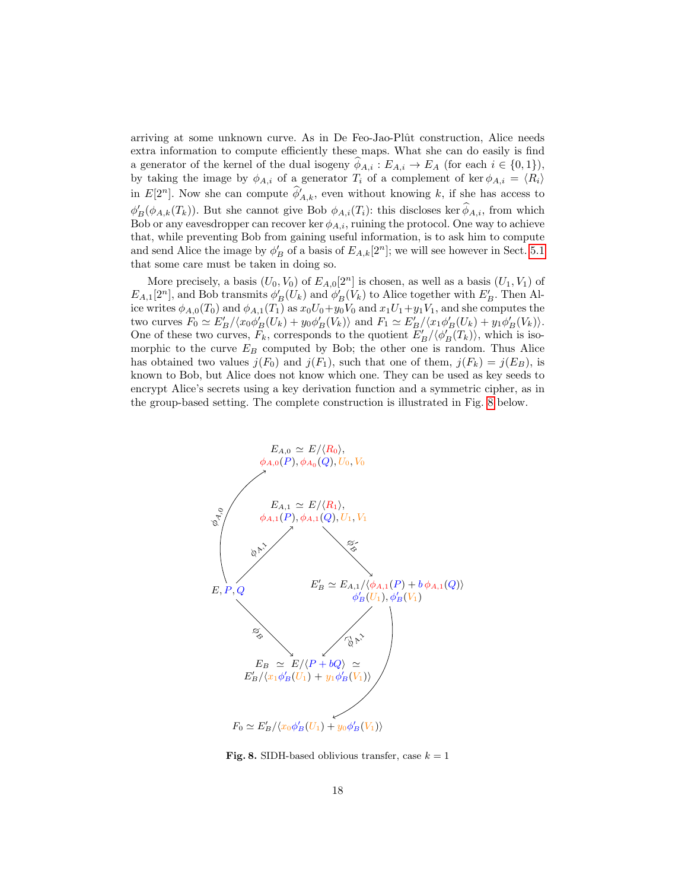arriving at some unknown curve. As in De Feo-Jao-Plût construction, Alice needs extra information to compute efficiently these maps. What she can do easily is find a generator of the kernel of the dual isogeny $\widehat{\phi}_{A,i} : E_{A,i} \to E_A$ (for each $i \in \{0,1\}$), by taking the image by $\phi_{A,i}$ of a generator $T_i$ of a complement of $\ker \phi_{A,i} = \langle R_i \rangle$ in $E[2^n]$. Now she can compute $\widehat{\phi}'_{A,k}$, even without knowing $k$, if she has access to $\phi'_B(\phi_{A,k}(T_k))$. But she cannot give Bob $\phi_{A,i}(T_i)$: this discloses $\ker \widehat{\phi}_{A,i}$, from which Bob or any eavesdropper can recover $\ker \phi_{A,i}$, ruining the protocol. One way to achieve that, while preventing Bob from gaining useful information, is to ask him to compute and send Alice the image by $\phi'_B$ of a basis of $E_{A,k}[2^n]$; we will see however in Sect. 5.1 that some care must be taken in doing so.

More precisely, a basis $(U_0, V_0)$ of $E_{A,0}[2^n]$ is chosen, as well as a basis $(U_1, V_1)$ of $E_{A,1}[2^n]$, and Bob transmits $\phi'_B(U_k)$ and $\phi'_B(V_k)$ to Alice together with $E'_B$. Then Alice writes $\phi_{A,0}(T_0)$ and $\phi_{A,1}(T_1)$ as $x_0U_0 + y_0V_0$ and $x_1U_1 + y_1V_1$, and she computes the two curves $F_0 \simeq E'_B/\langle x_0\phi'_B(U_k) + y_0\phi'_B(V_k)\rangle$ and $F_1 \simeq E'_B/\langle x_1\phi'_B(U_k) + y_1\phi'_B(V_k)\rangle$. One of these two curves, $F_k$, corresponds to the quotient $E'_B/\langle \phi'_B(T_k)\rangle$, which is isomorphic to the curve $E_B$ computed by Bob; the other one is random. Thus Alice has obtained two values $j(F_0)$ and $j(F_1)$, such that one of them, $j(F_k) = j(E_B)$, is known to Bob, but Alice does not know which one. They can be used as key seeds to encrypt Alice's secrets using a key derivation function and a symmetric cipher, as in the group-based setting. The complete construction is illustrated in Fig. 8 below.

**Fig. 8.** SIDH-based oblivious transfer, case $k = 1$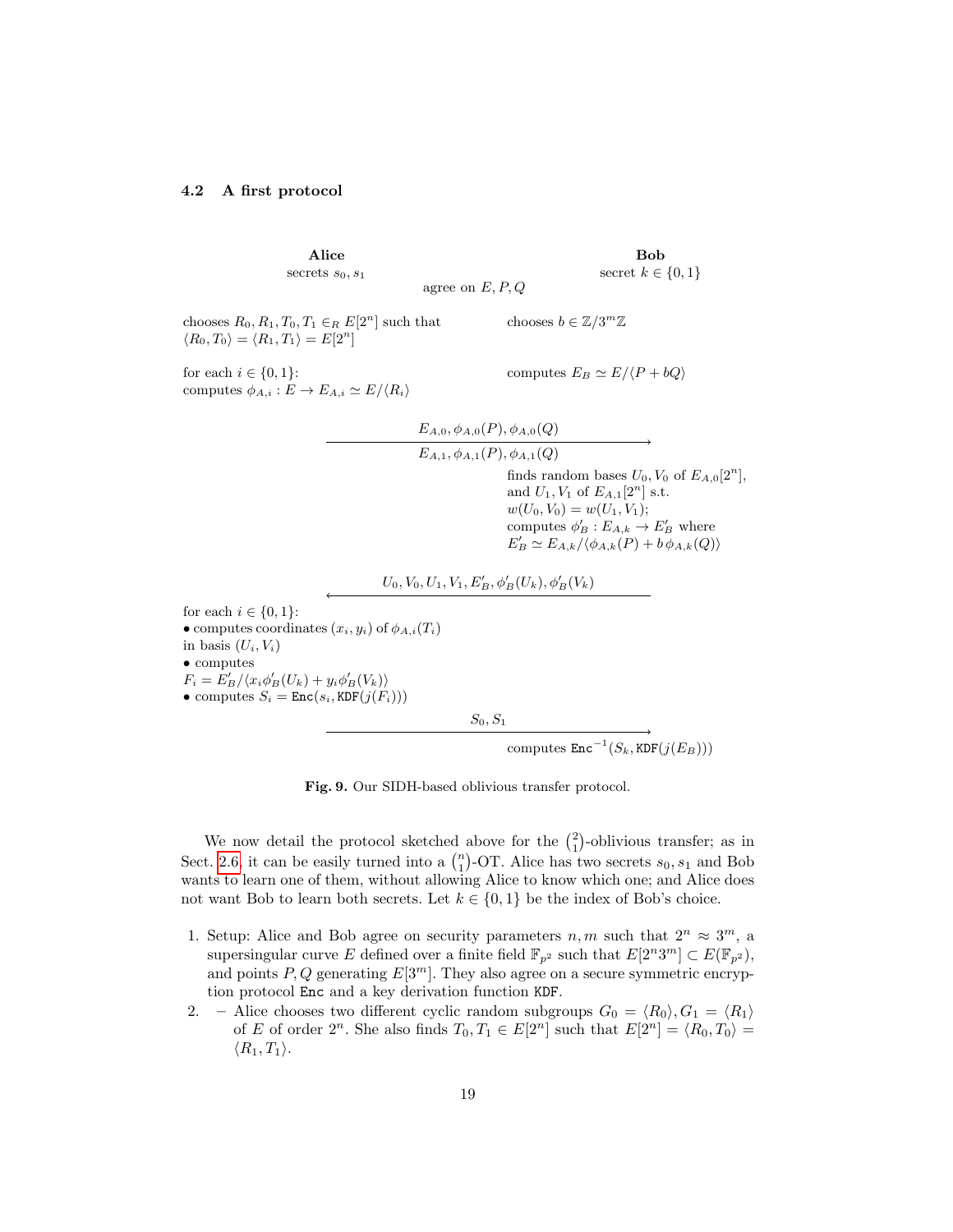### 4.2 A first protocol

| **Alice** | | **Bob** |
|---|---|---|
| secrets $s_0, s_1$ | agree on $E, P, Q$ | secret $k \in \{0,1\}$ |
| chooses $R_0, R_1, T_0, T_1 \in_R E[2^n]$ such that $\langle R_0, T_0\rangle = \langle R_1, T_1\rangle = E[2^n]$ | | chooses $b \in \mathbb{Z}/3^m\mathbb{Z}$ |
| for each $i \in \{0,1\}$: computes $\phi_{A,i} : E \to E_{A,i} \simeq E/\langle R_i\rangle$ | | computes $E_B \simeq E/\langle P + bQ\rangle$ |
| | $\xrightarrow{E_{A,0}, \phi_{A,0}(P), \phi_{A,0}(Q)}$ $E_{A,1}, \phi_{A,1}(P), \phi_{A,1}(Q)$ | |
| | | finds random bases $U_0, V_0$ of $E_{A,0}[2^n]$, and $U_1, V_1$ of $E_{A,1}[2^n]$ s.t. $w(U_0, V_0) = w(U_1, V_1)$; computes $\phi'_B : E_{A,k} \to E'_B$ where $E'_B \simeq E_{A,k}/\langle \phi_{A,k}(P) + b\,\phi_{A,k}(Q)\rangle$ |
| | $\xleftarrow{U_0, V_0, U_1, V_1, E'_B, \phi'_B(U_k), \phi'_B(V_k)}$ | |
| for each $i \in \{0,1\}$: • computes coordinates $(x_i, y_i)$ of $\phi_{A,i}(T_i)$ in basis $(U_i, V_i)$ • computes $F_i = E'_B/\langle x_i\phi'_B(U_k) + y_i\phi'_B(V_k)\rangle$ • computes $S_i = \texttt{Enc}(s_i, \texttt{KDF}(j(F_i)))$ | | |
| | $\xrightarrow{S_0, S_1}$ | |
| | | computes $\texttt{Enc}^{-1}(S_k, \texttt{KDF}(j(E_B)))$ |

**Fig. 9.** Our SIDH-based oblivious transfer protocol.

We now detail the protocol sketched above for the $\binom{2}{1}$-oblivious transfer; as in Sect. 2.6, it can be easily turned into a $\binom{n}{1}$-OT. Alice has two secrets $s_0, s_1$ and Bob wants to learn one of them, without allowing Alice to know which one; and Alice does not want Bob to learn both secrets. Let $k \in \{0,1\}$ be the index of Bob's choice.

1. Setup: Alice and Bob agree on security parameters $n, m$ such that $2^n \approx 3^m$, a supersingular curve $E$ defined over a finite field $\mathbb{F}_{p^2}$ such that $E[2^n3^m] \subset E(\mathbb{F}_{p^2})$, and points $P, Q$ generating $E[3^m]$. They also agree on a secure symmetric encryption protocol Enc and a key derivation function KDF.
2. – Alice chooses two different cyclic random subgroups $G_0 = \langle R_0\rangle, G_1 = \langle R_1\rangle$ of $E$ of order $2^n$. She also finds $T_0, T_1 \in E[2^n]$ such that $E[2^n] = \langle R_0, T_0\rangle = \langle R_1, T_1\rangle$.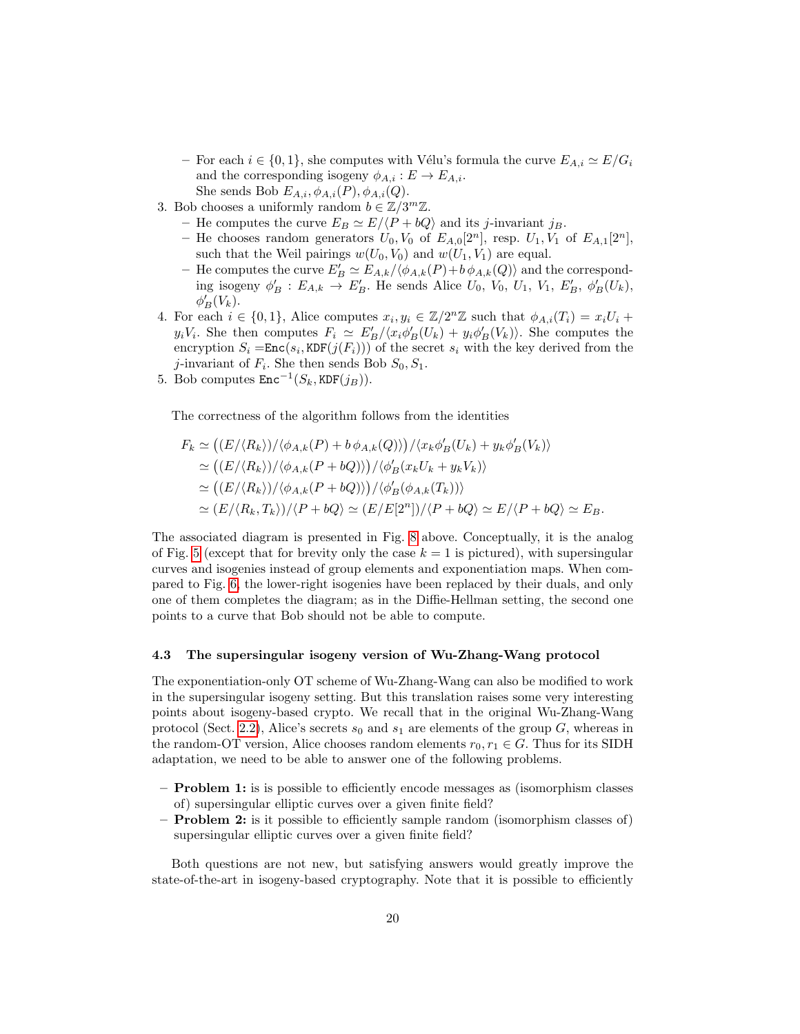- For each $i \in \{0,1\}$, she computes with Vélu's formula the curve $E_{A,i} \simeq E/G_i$ and the corresponding isogeny $\phi_{A,i} : E \to E_{A,i}$.
    She sends Bob $E_{A,i}, \phi_{A,i}(P), \phi_{A,i}(Q)$.

3. Bob chooses a uniformly random $b \in \mathbb{Z}/3^m\mathbb{Z}$.
  - He computes the curve $E_B \simeq E/\langle P + bQ\rangle$ and its $j$-invariant $j_B$.
  - He chooses random generators $U_0, V_0$ of $E_{A,0}[2^n]$, resp. $U_1, V_1$ of $E_{A,1}[2^n]$, such that the Weil pairings $w(U_0, V_0)$ and $w(U_1, V_1)$ are equal.
  - He computes the curve $E'_B \simeq E_{A,k}/\langle \phi_{A,k}(P) + b\,\phi_{A,k}(Q)\rangle$ and the corresponding isogeny $\phi'_B : E_{A,k} \to E'_B$. He sends Alice $U_0$, $V_0$, $U_1$, $V_1$, $E'_B$, $\phi'_B(U_k)$, $\phi'_B(V_k)$.
4. For each $i \in \{0,1\}$, Alice computes $x_i, y_i \in \mathbb{Z}/2^n\mathbb{Z}$ such that $\phi_{A,i}(T_i) = x_i U_i + y_i V_i$. She then computes $F_i \simeq E'_B/\langle x_i\phi'_B(U_k) + y_i\phi'_B(V_k)\rangle$. She computes the encryption $S_i = \texttt{Enc}(s_i, \texttt{KDF}(j(F_i)))$ of the secret $s_i$ with the key derived from the $j$-invariant of $F_i$. She then sends Bob $S_0, S_1$.
5. Bob computes $\texttt{Enc}^{-1}(S_k, \texttt{KDF}(j_B))$.

The correctness of the algorithm follows from the identities

$$\begin{aligned}
F_k &\simeq \big((E/\langle R_k\rangle)/\langle \phi_{A,k}(P) + b\,\phi_{A,k}(Q)\rangle\big)/\langle x_k\phi'_B(U_k) + y_k\phi'_B(V_k)\rangle \\
&\simeq \big((E/\langle R_k\rangle)/\langle \phi_{A,k}(P + bQ)\rangle\big)/\langle \phi'_B(x_kU_k + y_kV_k)\rangle \\
&\simeq \big((E/\langle R_k\rangle)/\langle \phi_{A,k}(P + bQ)\rangle\big)/\langle \phi'_B(\phi_{A,k}(T_k))\rangle \\
&\simeq (E/\langle R_k, T_k\rangle)/\langle P + bQ\rangle \simeq (E/E[2^n])/\langle P + bQ\rangle \simeq E/\langle P + bQ\rangle \simeq E_B.
\end{aligned}$$

The associated diagram is presented in Fig. 8 above. Conceptually, it is the analog of Fig. 5 (except that for brevity only the case $k = 1$ is pictured), with supersingular curves and isogenies instead of group elements and exponentiation maps. When compared to Fig. 6, the lower-right isogenies have been replaced by their duals, and only one of them completes the diagram; as in the Diffie-Hellman setting, the second one points to a curve that Bob should not be able to compute.

### 4.3 The supersingular isogeny version of Wu-Zhang-Wang protocol

The exponentiation-only OT scheme of Wu-Zhang-Wang can also be modified to work in the supersingular isogeny setting. But this translation raises some very interesting points about isogeny-based crypto. We recall that in the original Wu-Zhang-Wang protocol (Sect. 2.2), Alice's secrets $s_0$ and $s_1$ are elements of the group $G$, whereas in the random-OT version, Alice chooses random elements $r_0, r_1 \in G$. Thus for its SIDH adaptation, we need to be able to answer one of the following problems.

- **Problem 1:** is is possible to efficiently encode messages as (isomorphism classes of) supersingular elliptic curves over a given finite field?
- **Problem 2:** is it possible to efficiently sample random (isomorphism classes of) supersingular elliptic curves over a given finite field?

Both questions are not new, but satisfying answers would greatly improve the state-of-the-art in isogeny-based cryptography. Note that it is possible to efficiently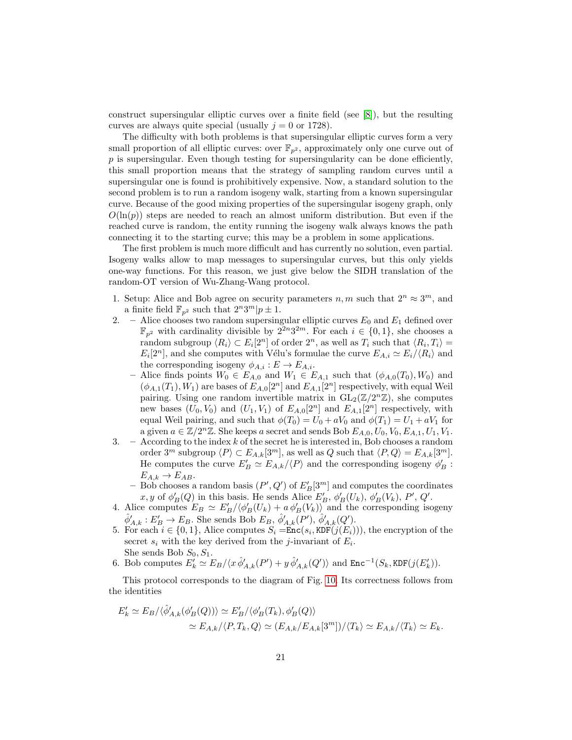construct supersingular elliptic curves over a finite field (see [8]), but the resulting curves are always quite special (usually $j = 0$ or 1728).

The difficulty with both problems is that supersingular elliptic curves form a very small proportion of all elliptic curves: over $\mathbb{F}_{p^2}$, approximately only one curve out of $p$ is supersingular. Even though testing for supersingularity can be done efficiently, this small proportion means that the strategy of sampling random curves until a supersingular one is found is prohibitively expensive. Now, a standard solution to the second problem is to run a random isogeny walk, starting from a known supersingular curve. Because of the good mixing properties of the supersingular isogeny graph, only $O(\ln(p))$ steps are needed to reach an almost uniform distribution. But even if the reached curve is random, the entity running the isogeny walk always knows the path connecting it to the starting curve; this may be a problem in some applications.

The first problem is much more difficult and has currently no solution, even partial. Isogeny walks allow to map messages to supersingular curves, but this only yields one-way functions. For this reason, we just give below the SIDH translation of the random-OT version of Wu-Zhang-Wang protocol.

1. Setup: Alice and Bob agree on security parameters $n, m$ such that $2^n \approx 3^m$, and a finite field $\mathbb{F}_{p^2}$ such that $2^n 3^m | p \pm 1$.
2. – Alice chooses two random supersingular elliptic curves $E_0$ and $E_1$ defined over $\mathbb{F}_{p^2}$ with cardinality divisible by $2^{2n}3^{2m}$. For each $i \in \{0, 1\}$, she chooses a random subgroup $\langle R_i \rangle \subset E_i[2^n]$ of order $2^n$, as well as $T_i$ such that $\langle R_i, T_i \rangle = E_i[2^n]$, and she computes with Vélu's formulae the curve $E_{A,i} \simeq E_i/\langle R_i \rangle$ and the corresponding isogeny $\phi_{A,i} : E \to E_{A,i}$.
   – Alice finds points $W_0 \in E_{A,0}$ and $W_1 \in E_{A,1}$ such that $(\phi_{A,0}(T_0), W_0)$ and $(\phi_{A,1}(T_1), W_1)$ are bases of $E_{A,0}[2^n]$ and $E_{A,1}[2^n]$ respectively, with equal Weil pairing. Using one random invertible matrix in $\mathrm{GL}_2(\mathbb{Z}/2^n\mathbb{Z})$, she computes new bases $(U_0, V_0)$ and $(U_1, V_1)$ of $E_{A,0}[2^n]$ and $E_{A,1}[2^n]$ respectively, with equal Weil pairing, and such that $\phi(T_0) = U_0 + aV_0$ and $\phi(T_1) = U_1 + aV_1$ for a given $a \in \mathbb{Z}/2^n\mathbb{Z}$. She keeps $a$ secret and sends Bob $E_{A,0}, U_0, V_0, E_{A,1}, U_1, V_1$.
3. – According to the index $k$ of the secret he is interested in, Bob chooses a random order $3^m$ subgroup $\langle P \rangle \subset E_{A,k}[3^m]$, as well as $Q$ such that $\langle P, Q \rangle = E_{A,k}[3^m]$. He computes the curve $E'_B \simeq E_{A,k}/\langle P \rangle$ and the corresponding isogeny $\phi'_B : E_{A,k} \to E_{AB}$.
   – Bob chooses a random basis $(P', Q')$ of $E'_B[3^m]$ and computes the coordinates $x, y$ of $\phi'_B(Q)$ in this basis. He sends Alice $E'_B$, $\phi'_B(U_k)$, $\phi'_B(V_k)$, $P'$, $Q'$.
4. Alice computes $E_B \simeq E'_B/\langle \phi'_B(U_k) + a\, \phi'_B(V_k) \rangle$ and the corresponding isogeny $\hat{\phi}'_{A,k} : E'_B \to E_B$. She sends Bob $E_B$, $\hat{\phi}'_{A,k}(P')$, $\hat{\phi}'_{A,k}(Q')$.
5. For each $i \in \{0, 1\}$, Alice computes $S_i = \mathtt{Enc}(s_i, \mathtt{KDF}(j(E_i)))$, the encryption of the secret $s_i$ with the key derived from the $j$-invariant of $E_i$.
   She sends Bob $S_0, S_1$.
6. Bob computes $E'_k \simeq E_B/\langle x\, \hat{\phi}'_{A,k}(P') + y\, \hat{\phi}'_{A,k}(Q') \rangle$ and $\mathtt{Enc}^{-1}(S_k, \mathtt{KDF}(j(E'_k))$.

This protocol corresponds to the diagram of Fig. 10. Its correctness follows from the identities

$$E'_k \simeq E_B/\langle \hat{\phi}'_{A,k}(\phi'_B(Q)) \rangle \simeq E'_B/\langle \phi'_B(T_k), \phi'_B(Q) \rangle$$
$$\simeq E_{A,k}/\langle P, T_k, Q \rangle \simeq (E_{A,k}/E_{A,k}[3^m])/\langle T_k \rangle \simeq E_{A,k}/\langle T_k \rangle \simeq E_k.$$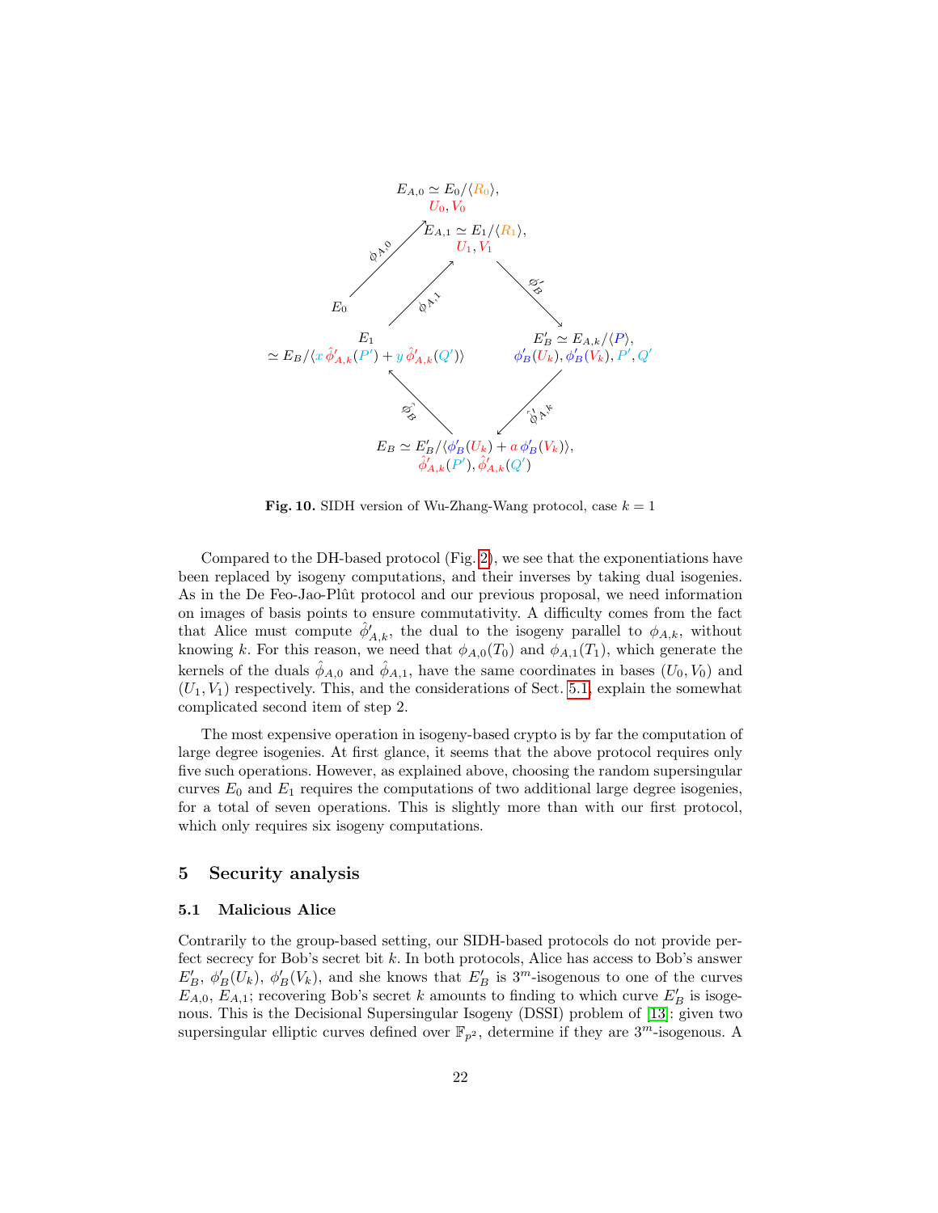$$E_{A,0} \simeq E_0/\langle R_0 \rangle, \quad U_0, V_0$$

$$E_{A,1} \simeq E_1/\langle R_1 \rangle, \quad U_1, V_1$$

$$E_0 \xrightarrow{\phi_{A,0}} E_{A,0}, \qquad E_1 \xrightarrow{\phi_{A,1}} E_{A,1}, \qquad E_{A,1} \xrightarrow{\phi'_B} E'_B$$

$$E_1 \simeq E_B/\langle x\, \hat{\phi}'_{A,k}(P') + y\, \hat{\phi}'_{A,k}(Q') \rangle$$

$$E'_B \simeq E_{A,k}/\langle P \rangle, \quad \phi'_B(U_k), \phi'_B(V_k), P', Q'$$

$$E'_B \xrightarrow{\hat{\phi}'_{A,k}} E_B, \qquad E_B \xrightarrow{\hat{\phi}_B} E_1$$

$$E_B \simeq E'_B/\langle \phi'_B(U_k) + a\, \phi'_B(V_k) \rangle, \quad \hat{\phi}'_{A,k}(P'), \hat{\phi}'_{A,k}(Q')$$

**Fig. 10.** SIDH version of Wu-Zhang-Wang protocol, case $k = 1$

Compared to the DH-based protocol (Fig. 2), we see that the exponentiations have been replaced by isogeny computations, and their inverses by taking dual isogenies. As in the De Feo-Jao-Plût protocol and our previous proposal, we need information on images of basis points to ensure commutativity. A difficulty comes from the fact that Alice must compute $\hat{\phi}'_{A,k}$, the dual to the isogeny parallel to $\phi_{A,k}$, without knowing $k$. For this reason, we need that $\phi_{A,0}(T_0)$ and $\phi_{A,1}(T_1)$, which generate the kernels of the duals $\hat{\phi}_{A,0}$ and $\hat{\phi}_{A,1}$, have the same coordinates in bases $(U_0, V_0)$ and $(U_1, V_1)$ respectively. This, and the considerations of Sect. 5.1, explain the somewhat complicated second item of step 2.

The most expensive operation in isogeny-based crypto is by far the computation of large degree isogenies. At first glance, it seems that the above protocol requires only five such operations. However, as explained above, choosing the random supersingular curves $E_0$ and $E_1$ requires the computations of two additional large degree isogenies, for a total of seven operations. This is slightly more than with our first protocol, which only requires six isogeny computations.

## 5 Security analysis

### 5.1 Malicious Alice

Contrarily to the group-based setting, our SIDH-based protocols do not provide perfect secrecy for Bob's secret bit $k$. In both protocols, Alice has access to Bob's answer $E'_B$, $\phi'_B(U_k)$, $\phi'_B(V_k)$, and she knows that $E'_B$ is $3^m$-isogenous to one of the curves $E_{A,0}$, $E_{A,1}$; recovering Bob's secret $k$ amounts to finding to which curve $E'_B$ is isogenous. This is the Decisional Supersingular Isogeny (DSSI) problem of [13]: given two supersingular elliptic curves defined over $\mathbb{F}_{p^2}$, determine if they are $3^m$-isogenous. A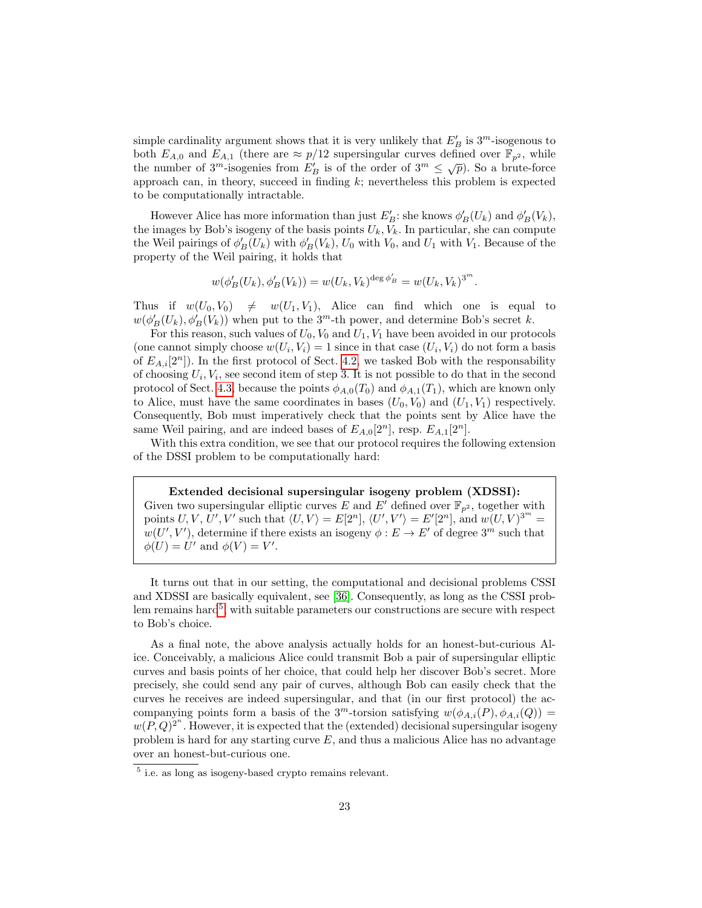simple cardinality argument shows that it is very unlikely that $E'_B$ is $3^m$-isogenous to both $E_{A,0}$ and $E_{A,1}$ (there are $\approx p/12$ supersingular curves defined over $\mathbb{F}_{p^2}$, while the number of $3^m$-isogenies from $E'_B$ is of the order of $3^m \leq \sqrt{p}$). So a brute-force approach can, in theory, succeed in finding $k$; nevertheless this problem is expected to be computationally intractable.

However Alice has more information than just $E'_B$: she knows $\phi'_B(U_k)$ and $\phi'_B(V_k)$, the images by Bob's isogeny of the basis points $U_k, V_k$. In particular, she can compute the Weil pairings of $\phi'_B(U_k)$ with $\phi'_B(V_k)$, $U_0$ with $V_0$, and $U_1$ with $V_1$. Because of the property of the Weil pairing, it holds that

$$w(\phi'_B(U_k), \phi'_B(V_k)) = w(U_k, V_k)^{\deg \phi'_B} = w(U_k, V_k)^{3^m}.$$

Thus if $w(U_0, V_0) \neq w(U_1, V_1)$, Alice can find which one is equal to $w(\phi'_B(U_k), \phi'_B(V_k))$ when put to the $3^m$-th power, and determine Bob's secret $k$.

For this reason, such values of $U_0, V_0$ and $U_1, V_1$ have been avoided in our protocols (one cannot simply choose $w(U_i, V_i) = 1$ since in that case $(U_i, V_i)$ do not form a basis of $E_{A,i}[2^n]$). In the first protocol of Sect. 4.2, we tasked Bob with the responsability of choosing $U_i, V_i$, see second item of step 3. It is not possible to do that in the second protocol of Sect. 4.3, because the points $\phi_{A,0}(T_0)$ and $\phi_{A,1}(T_1)$, which are known only to Alice, must have the same coordinates in bases $(U_0, V_0)$ and $(U_1, V_1)$ respectively. Consequently, Bob must imperatively check that the points sent by Alice have the same Weil pairing, and are indeed bases of $E_{A,0}[2^n]$, resp. $E_{A,1}[2^n]$.

With this extra condition, we see that our protocol requires the following extension of the DSSI problem to be computationally hard:

**Extended decisional supersingular isogeny problem (XDSSI):**
Given two supersingular elliptic curves $E$ and $E'$ defined over $\mathbb{F}_{p^2}$, together with points $U, V, U', V'$ such that $\langle U, V\rangle = E[2^n]$, $\langle U', V'\rangle = E'[2^n]$, and $w(U, V)^{3^m} = w(U', V')$, determine if there exists an isogeny $\phi : E \to E'$ of degree $3^m$ such that $\phi(U) = U'$ and $\phi(V) = V'$.

It turns out that in our setting, the computational and decisional problems CSSI and XDSSI are basically equivalent, see [36]. Consequently, as long as the CSSI problem remains hard[5], with suitable parameters our constructions are secure with respect to Bob's choice.

As a final note, the above analysis actually holds for an honest-but-curious Alice. Conceivably, a malicious Alice could transmit Bob a pair of supersingular elliptic curves and basis points of her choice, that could help her discover Bob's secret. More precisely, she could send any pair of curves, although Bob can easily check that the curves he receives are indeed supersingular, and that (in our first protocol) the accompanying points form a basis of the $3^m$-torsion satisfying $w(\phi_{A,i}(P), \phi_{A,i}(Q)) = w(P, Q)^{2^n}$. However, it is expected that the (extended) decisional supersingular isogeny problem is hard for any starting curve $E$, and thus a malicious Alice has no advantage over an honest-but-curious one.

[5] i.e. as long as isogeny-based crypto remains relevant.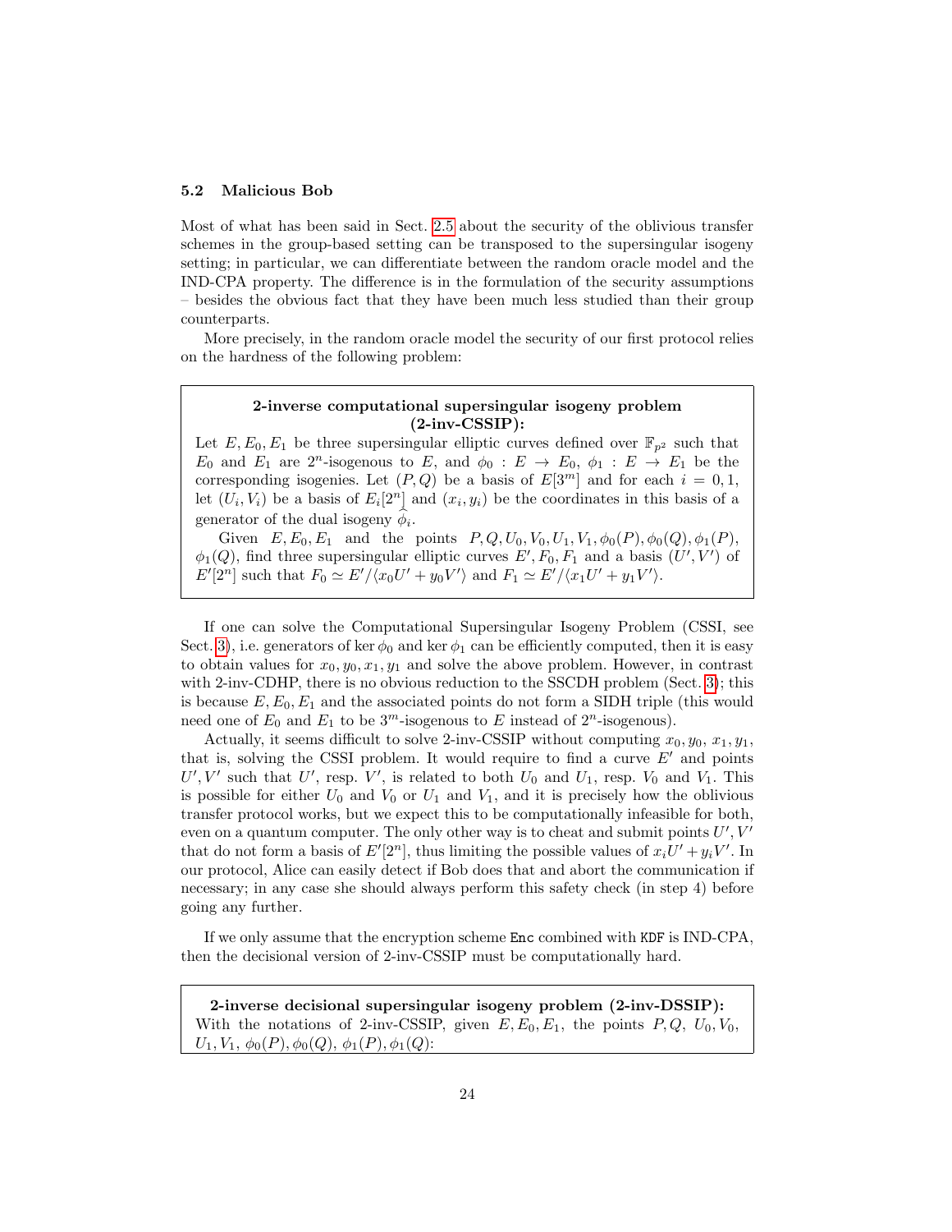### 5.2 Malicious Bob

Most of what has been said in Sect. 2.5 about the security of the oblivious transfer schemes in the group-based setting can be transposed to the supersingular isogeny setting; in particular, we can differentiate between the random oracle model and the IND-CPA property. The difference is in the formulation of the security assumptions – besides the obvious fact that they have been much less studied than their group counterparts.

More precisely, in the random oracle model the security of our first protocol relies on the hardness of the following problem:

> **2-inverse computational supersingular isogeny problem (2-inv-CSSIP):**
> Let $E, E_0, E_1$ be three supersingular elliptic curves defined over $\mathbb{F}_{p^2}$ such that $E_0$ and $E_1$ are $2^n$-isogenous to $E$, and $\phi_0 : E \to E_0$, $\phi_1 : E \to E_1$ be the corresponding isogenies. Let $(P, Q)$ be a basis of $E[3^m]$ and for each $i = 0, 1$, let $(U_i, V_i)$ be a basis of $E_i[2^n]$ and $(x_i, y_i)$ be the coordinates in this basis of a generator of the dual isogeny $\widehat{\phi}_i$.
>
> Given $E, E_0, E_1$ and the points $P, Q, U_0, V_0, U_1, V_1, \phi_0(P), \phi_0(Q), \phi_1(P), \phi_1(Q)$, find three supersingular elliptic curves $E', F_0, F_1$ and a basis $(U', V')$ of $E'[2^n]$ such that $F_0 \simeq E'/\langle x_0U' + y_0V' \rangle$ and $F_1 \simeq E'/\langle x_1U' + y_1V' \rangle$.

If one can solve the Computational Supersingular Isogeny Problem (CSSI, see Sect. 3), i.e. generators of $\ker \phi_0$ and $\ker \phi_1$ can be efficiently computed, then it is easy to obtain values for $x_0, y_0, x_1, y_1$ and solve the above problem. However, in contrast with 2-inv-CDHP, there is no obvious reduction to the SSCDH problem (Sect. 3); this is because $E, E_0, E_1$ and the associated points do not form a SIDH triple (this would need one of $E_0$ and $E_1$ to be $3^m$-isogenous to $E$ instead of $2^n$-isogenous).

Actually, it seems difficult to solve 2-inv-CSSIP without computing $x_0, y_0, x_1, y_1$, that is, solving the CSSI problem. It would require to find a curve $E'$ and points $U', V'$ such that $U'$, resp. $V'$, is related to both $U_0$ and $U_1$, resp. $V_0$ and $V_1$. This is possible for either $U_0$ and $V_0$ or $U_1$ and $V_1$, and it is precisely how the oblivious transfer protocol works, but we expect this to be computationally infeasible for both, even on a quantum computer. The only other way is to cheat and submit points $U', V'$ that do not form a basis of $E'[2^n]$, thus limiting the possible values of $x_iU' + y_iV'$. In our protocol, Alice can easily detect if Bob does that and abort the communication if necessary; in any case she should always perform this safety check (in step 4) before going any further.

If we only assume that the encryption scheme `Enc` combined with `KDF` is IND-CPA, then the decisional version of 2-inv-CSSIP must be computationally hard.

> **2-inverse decisional supersingular isogeny problem (2-inv-DSSIP):**
> With the notations of 2-inv-CSSIP, given $E, E_0, E_1$, the points $P, Q, U_0, V_0, U_1, V_1, \phi_0(P), \phi_0(Q), \phi_1(P), \phi_1(Q)$: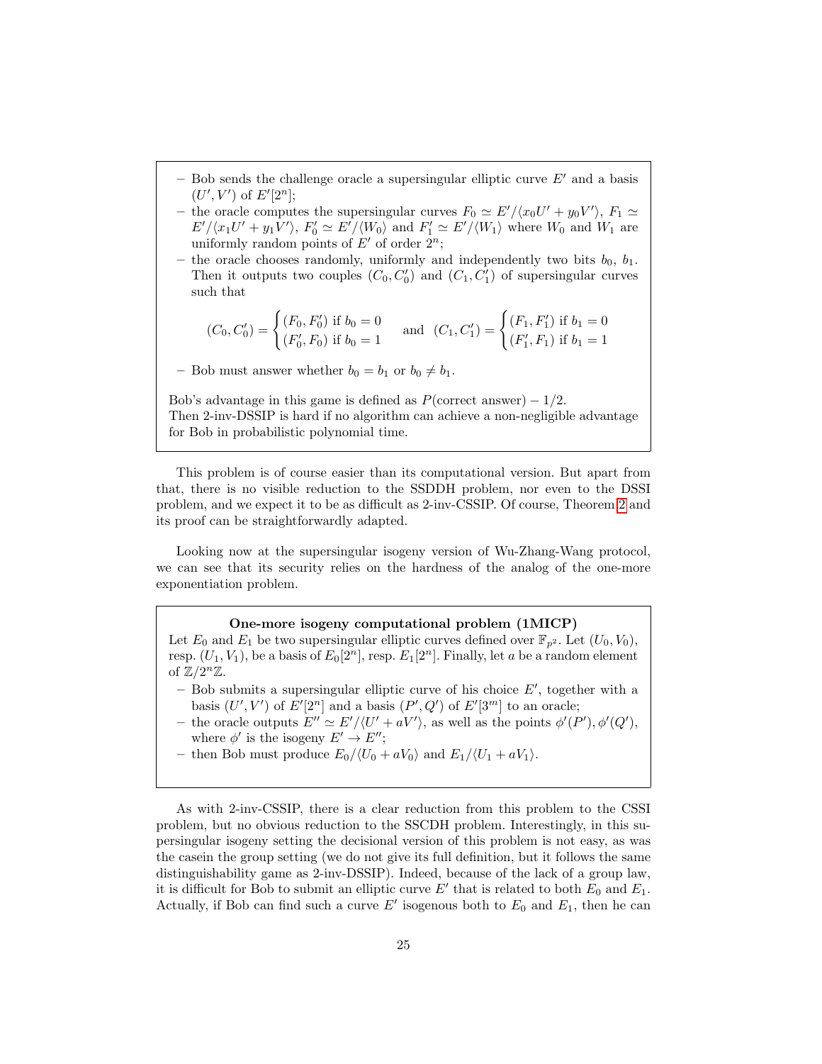– Bob sends the challenge oracle a supersingular elliptic curve $E'$ and a basis $(U', V')$ of $E'[2^n]$;
– the oracle computes the supersingular curves $F_0 \simeq E'/\langle x_0 U' + y_0 V' \rangle$, $F_1 \simeq E'/\langle x_1 U' + y_1 V' \rangle$, $F'_0 \simeq E'/\langle W_0 \rangle$ and $F'_1 \simeq E'/\langle W_1 \rangle$ where $W_0$ and $W_1$ are uniformly random points of $E'$ of order $2^n$;
– the oracle chooses randomly, uniformly and independently two bits $b_0$, $b_1$. Then it outputs two couples $(C_0, C'_0)$ and $(C_1, C'_1)$ of supersingular curves such that

$$(C_0, C'_0) = \begin{cases} (F_0, F'_0) \text{ if } b_0 = 0 \\ (F'_0, F_0) \text{ if } b_0 = 1 \end{cases} \quad \text{and} \quad (C_1, C'_1) = \begin{cases} (F_1, F'_1) \text{ if } b_1 = 0 \\ (F'_1, F_1) \text{ if } b_1 = 1 \end{cases}$$

– Bob must answer whether $b_0 = b_1$ or $b_0 \neq b_1$.

Bob's advantage in this game is defined as $P(\text{correct answer}) - 1/2$.
Then 2-inv-DSSIP is hard if no algorithm can achieve a non-negligible advantage for Bob in probabilistic polynomial time.

This problem is of course easier than its computational version. But apart from that, there is no visible reduction to the SSDDH problem, nor even to the DSSI problem, and we expect it to be as difficult as 2-inv-CSSIP. Of course, Theorem 2 and its proof can be straightforwardly adapted.

Looking now at the supersingular isogeny version of Wu-Zhang-Wang protocol, we can see that its security relies on the hardness of the analog of the one-more exponentiation problem.

**One-more isogeny computational problem (1MICP)**

Let $E_0$ and $E_1$ be two supersingular elliptic curves defined over $\mathbb{F}_{p^2}$. Let $(U_0, V_0)$, resp. $(U_1, V_1)$, be a basis of $E_0[2^n]$, resp. $E_1[2^n]$. Finally, let $a$ be a random element of $\mathbb{Z}/2^n\mathbb{Z}$.

– Bob submits a supersingular elliptic curve of his choice $E'$, together with a basis $(U', V')$ of $E'[2^n]$ and a basis $(P', Q')$ of $E'[3^m]$ to an oracle;
– the oracle outputs $E'' \simeq E'/\langle U' + aV' \rangle$, as well as the points $\phi'(P'), \phi'(Q')$, where $\phi'$ is the isogeny $E' \to E''$;
– then Bob must produce $E_0/\langle U_0 + aV_0 \rangle$ and $E_1/\langle U_1 + aV_1 \rangle$.

As with 2-inv-CSSIP, there is a clear reduction from this problem to the CSSI problem, but no obvious reduction to the SSCDH problem. Interestingly, in this supersingular isogeny setting the decisional version of this problem is not easy, as was the casein the group setting (we do not give its full definition, but it follows the same distinguishability game as 2-inv-DSSIP). Indeed, because of the lack of a group law, it is difficult for Bob to submit an elliptic curve $E'$ that is related to both $E_0$ and $E_1$. Actually, if Bob can find such a curve $E'$ isogenous both to $E_0$ and $E_1$, then he can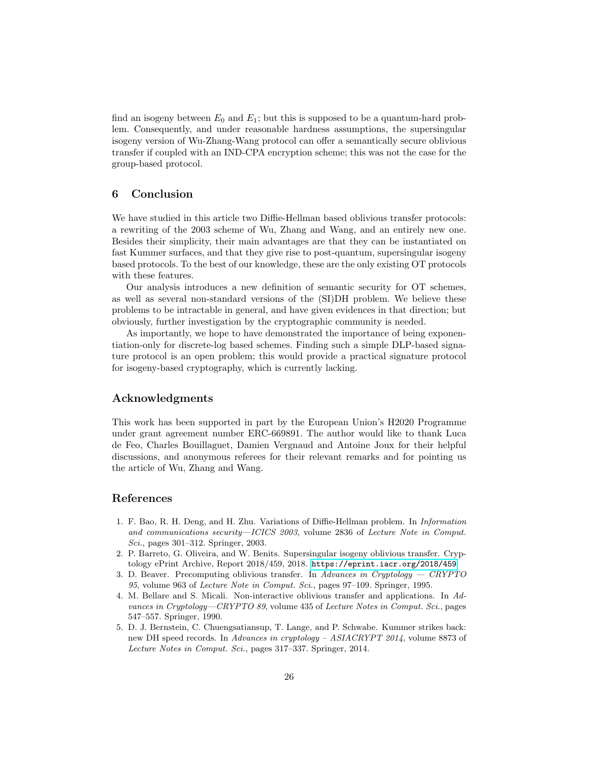find an isogeny between $E_0$ and $E_1$; but this is supposed to be a quantum-hard problem. Consequently, and under reasonable hardness assumptions, the supersingular isogeny version of Wu-Zhang-Wang protocol can offer a semantically secure oblivious transfer if coupled with an IND-CPA encryption scheme; this was not the case for the group-based protocol.

## 6 Conclusion

We have studied in this article two Diffie-Hellman based oblivious transfer protocols: a rewriting of the 2003 scheme of Wu, Zhang and Wang, and an entirely new one. Besides their simplicity, their main advantages are that they can be instantiated on fast Kummer surfaces, and that they give rise to post-quantum, supersingular isogeny based protocols. To the best of our knowledge, these are the only existing OT protocols with these features.

Our analysis introduces a new definition of semantic security for OT schemes, as well as several non-standard versions of the (SI)DH problem. We believe these problems to be intractable in general, and have given evidences in that direction; but obviously, further investigation by the cryptographic community is needed.

As importantly, we hope to have demonstrated the importance of being exponentiation-only for discrete-log based schemes. Finding such a simple DLP-based signature protocol is an open problem; this would provide a practical signature protocol for isogeny-based cryptography, which is currently lacking.

## Acknowledgments

This work has been supported in part by the European Union's H2020 Programme under grant agreement number ERC-669891. The author would like to thank Luca de Feo, Charles Bouillaguet, Damien Vergnaud and Antoine Joux for their helpful discussions, and anonymous referees for their relevant remarks and for pointing us the article of Wu, Zhang and Wang.

## References

1. F. Bao, R. H. Deng, and H. Zhu. Variations of Diffie-Hellman problem. In *Information and communications security—ICICS 2003*, volume 2836 of *Lecture Note in Comput. Sci.*, pages 301–312. Springer, 2003.
2. P. Barreto, G. Oliveira, and W. Benits. Supersingular isogeny oblivious transfer. Cryptology ePrint Archive, Report 2018/459, 2018. https://eprint.iacr.org/2018/459
3. D. Beaver. Precomputing oblivious transfer. In *Advances in Cryptology — CRYPTO 95*, volume 963 of *Lecture Note in Comput. Sci.*, pages 97–109. Springer, 1995.
4. M. Bellare and S. Micali. Non-interactive oblivious transfer and applications. In *Advances in Cryptology—CRYPTO 89*, volume 435 of *Lecture Notes in Comput. Sci.*, pages 547–557. Springer, 1990.
5. D. J. Bernstein, C. Chuengsatiansup, T. Lange, and P. Schwabe. Kummer strikes back: new DH speed records. In *Advances in cryptology – ASIACRYPT 2014*, volume 8873 of *Lecture Notes in Comput. Sci.*, pages 317–337. Springer, 2014.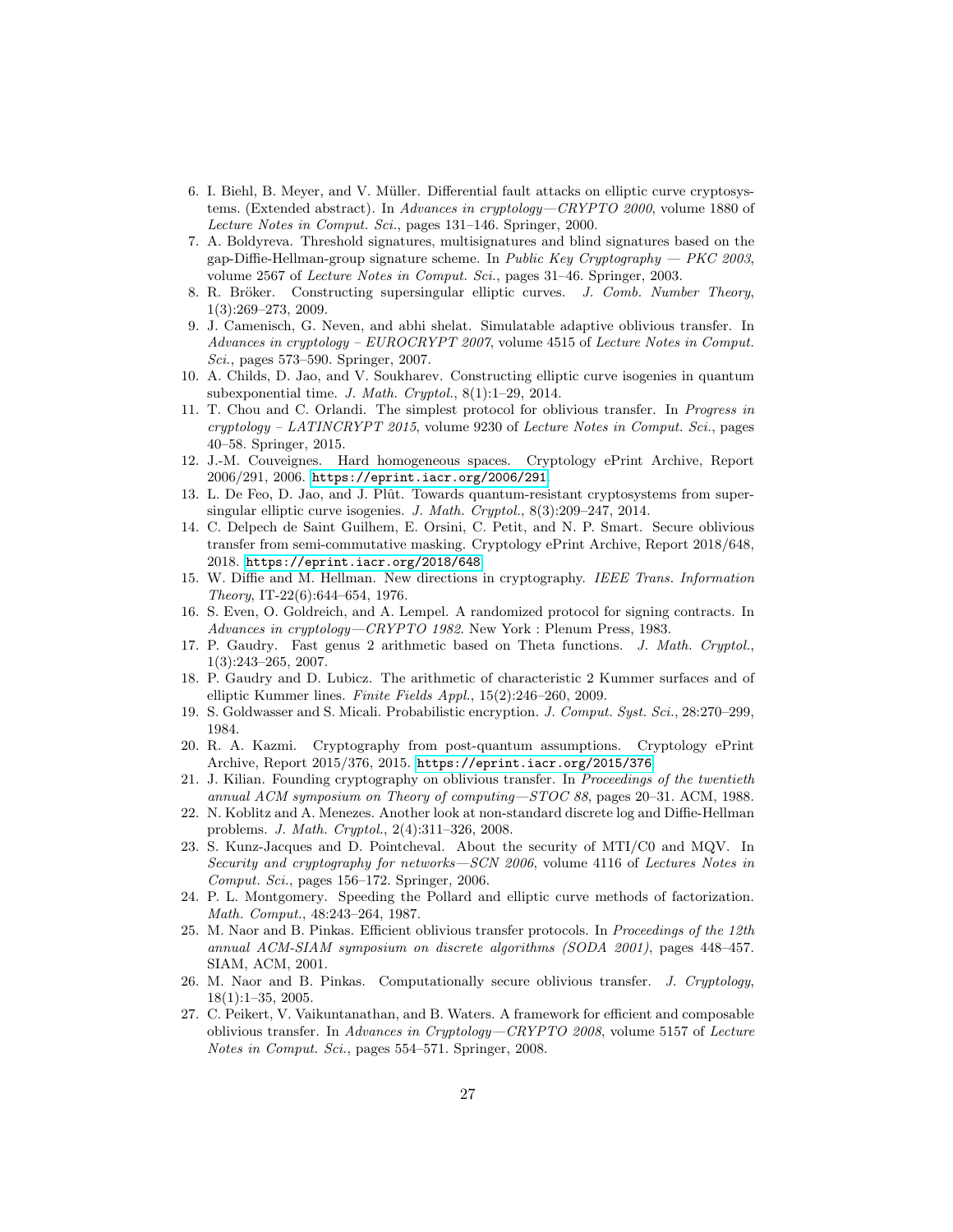6. I. Biehl, B. Meyer, and V. Müller. Differential fault attacks on elliptic curve cryptosystems. (Extended abstract). In *Advances in cryptology—CRYPTO 2000*, volume 1880 of *Lecture Notes in Comput. Sci.*, pages 131–146. Springer, 2000.
7. A. Boldyreva. Threshold signatures, multisignatures and blind signatures based on the gap-Diffie-Hellman-group signature scheme. In *Public Key Cryptography — PKC 2003*, volume 2567 of *Lecture Notes in Comput. Sci.*, pages 31–46. Springer, 2003.
8. R. Bröker. Constructing supersingular elliptic curves. *J. Comb. Number Theory*, 1(3):269–273, 2009.
9. J. Camenisch, G. Neven, and abhi shelat. Simulatable adaptive oblivious transfer. In *Advances in cryptology – EUROCRYPT 2007*, volume 4515 of *Lecture Notes in Comput. Sci.*, pages 573–590. Springer, 2007.
10. A. Childs, D. Jao, and V. Soukharev. Constructing elliptic curve isogenies in quantum subexponential time. *J. Math. Cryptol.*, 8(1):1–29, 2014.
11. T. Chou and C. Orlandi. The simplest protocol for oblivious transfer. In *Progress in cryptology – LATINCRYPT 2015*, volume 9230 of *Lecture Notes in Comput. Sci.*, pages 40–58. Springer, 2015.
12. J.-M. Couveignes. Hard homogeneous spaces. Cryptology ePrint Archive, Report 2006/291, 2006. https://eprint.iacr.org/2006/291.
13. L. De Feo, D. Jao, and J. Plût. Towards quantum-resistant cryptosystems from supersingular elliptic curve isogenies. *J. Math. Cryptol.*, 8(3):209–247, 2014.
14. C. Delpech de Saint Guilhem, E. Orsini, C. Petit, and N. P. Smart. Secure oblivious transfer from semi-commutative masking. Cryptology ePrint Archive, Report 2018/648, 2018. https://eprint.iacr.org/2018/648.
15. W. Diffie and M. Hellman. New directions in cryptography. *IEEE Trans. Information Theory*, IT-22(6):644–654, 1976.
16. S. Even, O. Goldreich, and A. Lempel. A randomized protocol for signing contracts. In *Advances in cryptology—CRYPTO 1982*. New York : Plenum Press, 1983.
17. P. Gaudry. Fast genus 2 arithmetic based on Theta functions. *J. Math. Cryptol.*, 1(3):243–265, 2007.
18. P. Gaudry and D. Lubicz. The arithmetic of characteristic 2 Kummer surfaces and of elliptic Kummer lines. *Finite Fields Appl.*, 15(2):246–260, 2009.
19. S. Goldwasser and S. Micali. Probabilistic encryption. *J. Comput. Syst. Sci.*, 28:270–299, 1984.
20. R. A. Kazmi. Cryptography from post-quantum assumptions. Cryptology ePrint Archive, Report 2015/376, 2015. https://eprint.iacr.org/2015/376.
21. J. Kilian. Founding cryptography on oblivious transfer. In *Proceedings of the twentieth annual ACM symposium on Theory of computing—STOC 88*, pages 20–31. ACM, 1988.
22. N. Koblitz and A. Menezes. Another look at non-standard discrete log and Diffie-Hellman problems. *J. Math. Cryptol.*, 2(4):311–326, 2008.
23. S. Kunz-Jacques and D. Pointcheval. About the security of MTI/C0 and MQV. In *Security and cryptography for networks—SCN 2006*, volume 4116 of *Lectures Notes in Comput. Sci.*, pages 156–172. Springer, 2006.
24. P. L. Montgomery. Speeding the Pollard and elliptic curve methods of factorization. *Math. Comput.*, 48:243–264, 1987.
25. M. Naor and B. Pinkas. Efficient oblivious transfer protocols. In *Proceedings of the 12th annual ACM-SIAM symposium on discrete algorithms (SODA 2001)*, pages 448–457. SIAM, ACM, 2001.
26. M. Naor and B. Pinkas. Computationally secure oblivious transfer. *J. Cryptology*, 18(1):1–35, 2005.
27. C. Peikert, V. Vaikuntanathan, and B. Waters. A framework for efficient and composable oblivious transfer. In *Advances in Cryptology—CRYPTO 2008*, volume 5157 of *Lecture Notes in Comput. Sci.*, pages 554–571. Springer, 2008.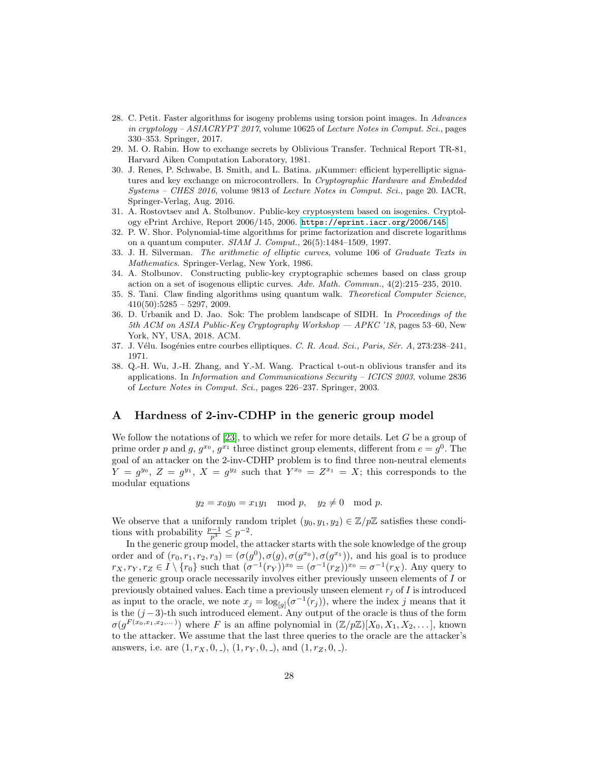28. C. Petit. Faster algorithms for isogeny problems using torsion point images. In *Advances in cryptology – ASIACRYPT 2017*, volume 10625 of *Lecture Notes in Comput. Sci.*, pages 330–353. Springer, 2017.
29. M. O. Rabin. How to exchange secrets by Oblivious Transfer. Technical Report TR-81, Harvard Aiken Computation Laboratory, 1981.
30. J. Renes, P. Schwabe, B. Smith, and L. Batina. $\mu$Kummer: efficient hyperelliptic signatures and key exchange on microcontrollers. In *Cryptographic Hardware and Embedded Systems – CHES 2016*, volume 9813 of *Lecture Notes in Comput. Sci.*, page 20. IACR, Springer-Verlag, Aug. 2016.
31. A. Rostovtsev and A. Stolbunov. Public-key cryptosystem based on isogenies. Cryptology ePrint Archive, Report 2006/145, 2006. https://eprint.iacr.org/2006/145.
32. P. W. Shor. Polynomial-time algorithms for prime factorization and discrete logarithms on a quantum computer. *SIAM J. Comput.*, 26(5):1484–1509, 1997.
33. J. H. Silverman. *The arithmetic of elliptic curves*, volume 106 of *Graduate Texts in Mathematics*. Springer-Verlag, New York, 1986.
34. A. Stolbunov. Constructing public-key cryptographic schemes based on class group action on a set of isogenous elliptic curves. *Adv. Math. Commun.*, 4(2):215–235, 2010.
35. S. Tani. Claw finding algorithms using quantum walk. *Theoretical Computer Science*, 410(50):5285 – 5297, 2009.
36. D. Urbanik and D. Jao. Sok: The problem landscape of SIDH. In *Proceedings of the 5th ACM on ASIA Public-Key Cryptography Workshop — APKC '18*, pages 53–60, New York, NY, USA, 2018. ACM.
37. J. Vélu. Isogénies entre courbes elliptiques. *C. R. Acad. Sci., Paris, Sér. A*, 273:238–241, 1971.
38. Q.-H. Wu, J.-H. Zhang, and Y.-M. Wang. Practical t-out-n oblivious transfer and its applications. In *Information and Communications Security – ICICS 2003*, volume 2836 of *Lecture Notes in Comput. Sci.*, pages 226–237. Springer, 2003.

# A Hardness of 2-inv-CDHP in the generic group model

We follow the notations of [23], to which we refer for more details. Let $G$ be a group of prime order $p$ and $g$, $g^{x_0}$, $g^{x_1}$ three distinct group elements, different from $e = g^0$. The goal of an attacker on the 2-inv-CDHP problem is to find three non-neutral elements $Y = g^{y_0}$, $Z = g^{y_1}$, $X = g^{y_2}$ such that $Y^{x_0} = Z^{x_1} = X$; this corresponds to the modular equations

$$y_2 = x_0 y_0 = x_1 y_1 \mod p, \quad y_2 \neq 0 \mod p.$$

We observe that a uniformly random triplet $(y_0, y_1, y_2) \in \mathbb{Z}/p\mathbb{Z}$ satisfies these conditions with probability $\frac{p-1}{p^3} \leq p^{-2}$.

In the generic group model, the attacker starts with the sole knowledge of the group order and of $(r_0, r_1, r_2, r_3) = (\sigma(g^0), \sigma(g), \sigma(g^{x_0}), \sigma(g^{x_1}))$, and his goal is to produce $r_X, r_Y, r_Z \in I \setminus \{r_0\}$ such that $(\sigma^{-1}(r_Y))^{x_0} = (\sigma^{-1}(r_Z))^{x_0} = \sigma^{-1}(r_X)$. Any query to the generic group oracle necessarily involves either previously unseen elements of $I$ or previously obtained values. Each time a previously unseen element $r_j$ of $I$ is introduced as input to the oracle, we note $x_j = \log_{[g]}(\sigma^{-1}(r_j))$, where the index $j$ means that it is the $(j-3)$-th such introduced element. Any output of the oracle is thus of the form $\sigma(g^{F(x_0, x_1, x_2, \dots)})$ where $F$ is an affine polynomial in $(\mathbb{Z}/p\mathbb{Z})[X_0, X_1, X_2, \dots]$, known to the attacker. We assume that the last three queries to the oracle are the attacker's answers, i.e. are $(1, r_X, 0, \_)$, $(1, r_Y, 0, \_)$, and $(1, r_Z, 0, \_)$.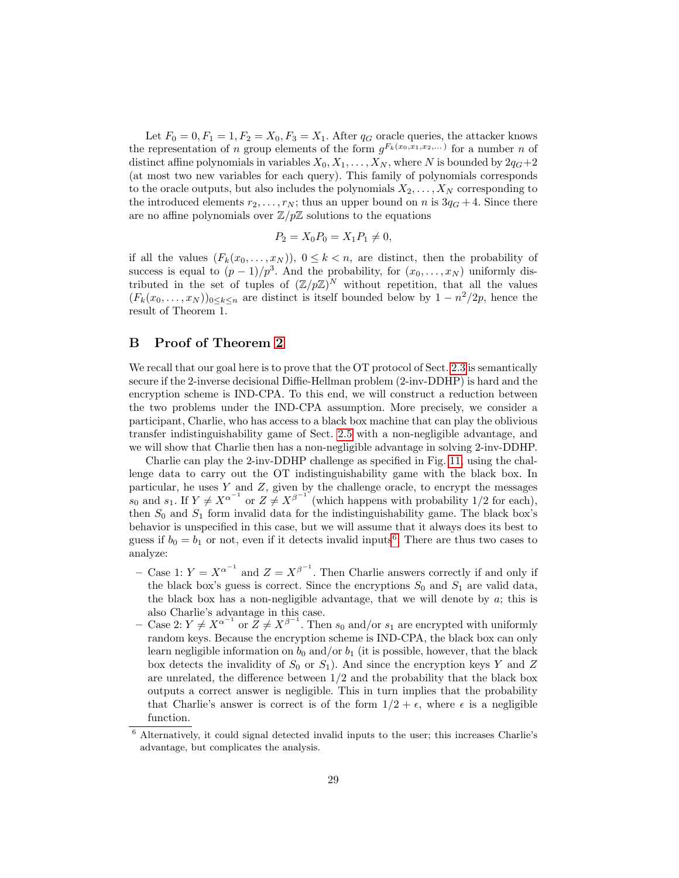Let $F_0 = 0, F_1 = 1, F_2 = X_0, F_3 = X_1$. After $q_G$ oracle queries, the attacker knows the representation of $n$ group elements of the form $g^{F_k(x_0,x_1,x_2,\dots)}$ for a number $n$ of distinct affine polynomials in variables $X_0, X_1, \dots, X_N$, where $N$ is bounded by $2q_G+2$ (at most two new variables for each query). This family of polynomials corresponds to the oracle outputs, but also includes the polynomials $X_2, \dots, X_N$ corresponding to the introduced elements $r_2, \dots, r_N$; thus an upper bound on $n$ is $3q_G + 4$. Since there are no affine polynomials over $\mathbb{Z}/p\mathbb{Z}$ solutions to the equations

$$P_2 = X_0 P_0 = X_1 P_1 \neq 0,$$

if all the values $(F_k(x_0, \dots, x_N))$, $0 \leq k < n$, are distinct, then the probability of success is equal to $(p-1)/p^3$. And the probability, for $(x_0, \dots, x_N)$ uniformly distributed in the set of tuples of $(\mathbb{Z}/p\mathbb{Z})^N$ without repetition, that all the values $(F_k(x_0, \dots, x_N))_{0 \leq k \leq n}$ are distinct is itself bounded below by $1 - n^2/2p$, hence the result of Theorem 1.

## B Proof of Theorem 2

We recall that our goal here is to prove that the OT protocol of Sect. 2.3 is semantically secure if the 2-inverse decisional Diffie-Hellman problem (2-inv-DDHP) is hard and the encryption scheme is IND-CPA. To this end, we will construct a reduction between the two problems under the IND-CPA assumption. More precisely, we consider a participant, Charlie, who has access to a black box machine that can play the oblivious transfer indistinguishability game of Sect. 2.5 with a non-negligible advantage, and we will show that Charlie then has a non-negligible advantage in solving 2-inv-DDHP.

Charlie can play the 2-inv-DDHP challenge as specified in Fig. 11, using the challenge data to carry out the OT indistinguishability game with the black box. In particular, he uses $Y$ and $Z$, given by the challenge oracle, to encrypt the messages $s_0$ and $s_1$. If $Y \neq X^{\alpha^{-1}}$ or $Z \neq X^{\beta^{-1}}$ (which happens with probability 1/2 for each), then $S_0$ and $S_1$ form invalid data for the indistinguishability game. The black box's behavior is unspecified in this case, but we will assume that it always does its best to guess if $b_0 = b_1$ or not, even if it detects invalid inputs[6]. There are thus two cases to analyze:

- Case 1: $Y = X^{\alpha^{-1}}$ and $Z = X^{\beta^{-1}}$. Then Charlie answers correctly if and only if the black box's guess is correct. Since the encryptions $S_0$ and $S_1$ are valid data, the black box has a non-negligible advantage, that we will denote by $a$; this is also Charlie's advantage in this case.
- Case 2: $Y \neq X^{\alpha^{-1}}$ or $Z \neq X^{\beta^{-1}}$. Then $s_0$ and/or $s_1$ are encrypted with uniformly random keys. Because the encryption scheme is IND-CPA, the black box can only learn negligible information on $b_0$ and/or $b_1$ (it is possible, however, that the black box detects the invalidity of $S_0$ or $S_1$). And since the encryption keys $Y$ and $Z$ are unrelated, the difference between 1/2 and the probability that the black box outputs a correct answer is negligible. This in turn implies that the probability that Charlie's answer is correct is of the form $1/2 + \epsilon$, where $\epsilon$ is a negligible function.

[6] Alternatively, it could signal detected invalid inputs to the user; this increases Charlie's advantage, but complicates the analysis.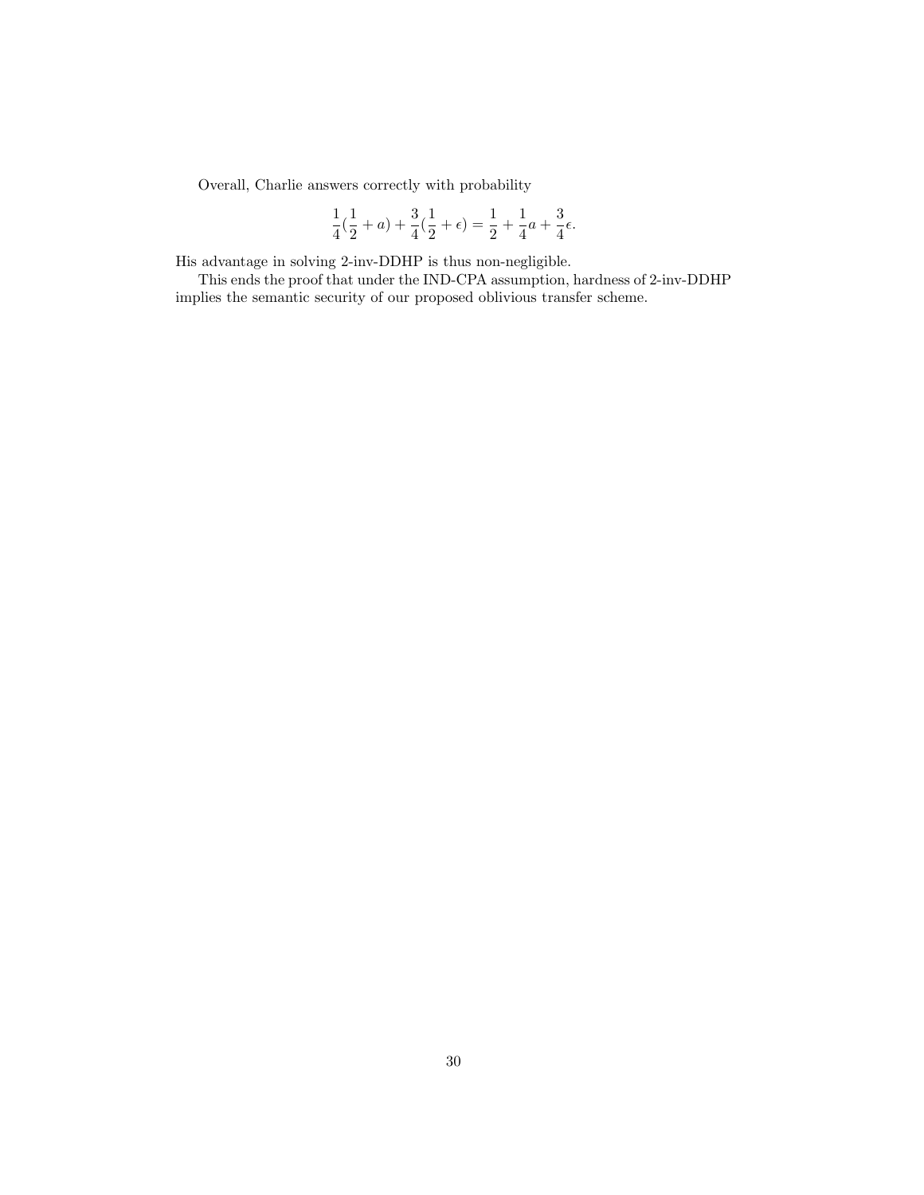Overall, Charlie answers correctly with probability

$$\frac{1}{4}(\frac{1}{2} + a) + \frac{3}{4}(\frac{1}{2} + \epsilon) = \frac{1}{2} + \frac{1}{4}a + \frac{3}{4}\epsilon.$$

His advantage in solving 2-inv-DDHP is thus non-negligible.

This ends the proof that under the IND-CPA assumption, hardness of 2-inv-DDHP implies the semantic security of our proposed oblivious transfer scheme.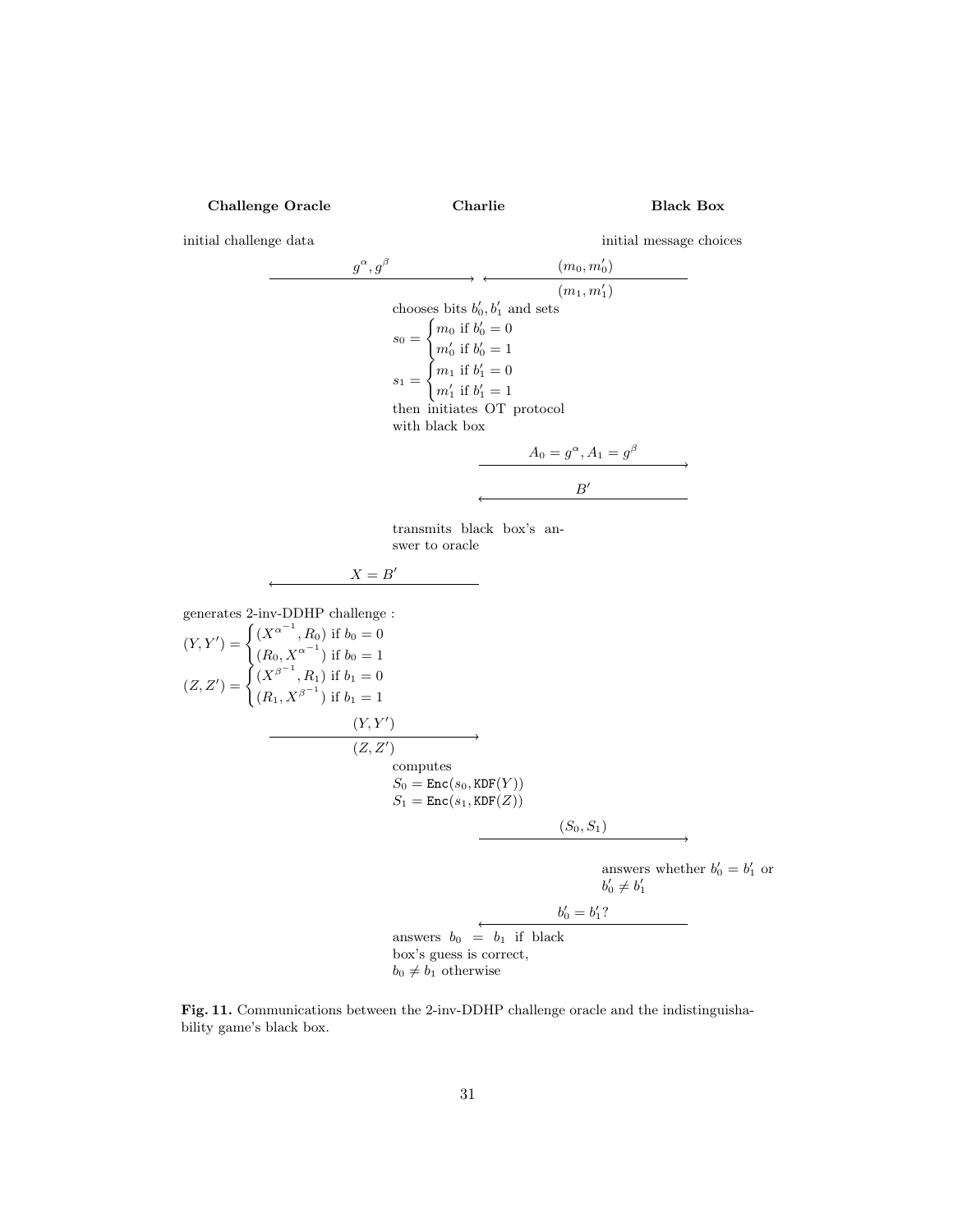**Challenge Oracle** **Charlie** **Black Box**

initial challenge data

initial message choices

Challenge Oracle → Charlie: $g^{\alpha}, g^{\beta}$

Black Box → Charlie: $(m_0, m_0')$, $(m_1, m_1')$

chooses bits $b_0', b_1'$ and sets

$$s_0 = \begin{cases} m_0 \text{ if } b_0' = 0 \\ m_0' \text{ if } b_0' = 1 \end{cases}$$

$$s_1 = \begin{cases} m_1 \text{ if } b_1' = 0 \\ m_1' \text{ if } b_1' = 1 \end{cases}$$

then initiates OT protocol with black box

Charlie → Black Box: $A_0 = g^{\alpha}, A_1 = g^{\beta}$

Black Box → Charlie: $B'$

transmits black box's answer to oracle

Charlie → Challenge Oracle: $X = B'$

generates 2-inv-DDHP challenge :

$$(Y, Y') = \begin{cases} (X^{\alpha^{-1}}, R_0) \text{ if } b_0 = 0 \\ (R_0, X^{\alpha^{-1}}) \text{ if } b_0 = 1 \end{cases}$$

$$(Z, Z') = \begin{cases} (X^{\beta^{-1}}, R_1) \text{ if } b_1 = 0 \\ (R_1, X^{\beta^{-1}}) \text{ if } b_1 = 1 \end{cases}$$

Challenge Oracle → Charlie: $(Y, Y')$, $(Z, Z')$

computes

$S_0 = \texttt{Enc}(s_0, \texttt{KDF}(Y))$

$S_1 = \texttt{Enc}(s_1, \texttt{KDF}(Z))$

Charlie → Black Box: $(S_0, S_1)$

answers whether $b_0' = b_1'$ or $b_0' \neq b_1'$

Black Box → Charlie: $b_0' = b_1'$?

answers $b_0 = b_1$ if black box's guess is correct, $b_0 \neq b_1$ otherwise

**Fig. 11.** Communications between the 2-inv-DDHP challenge oracle and the indistinguishability game's black box.